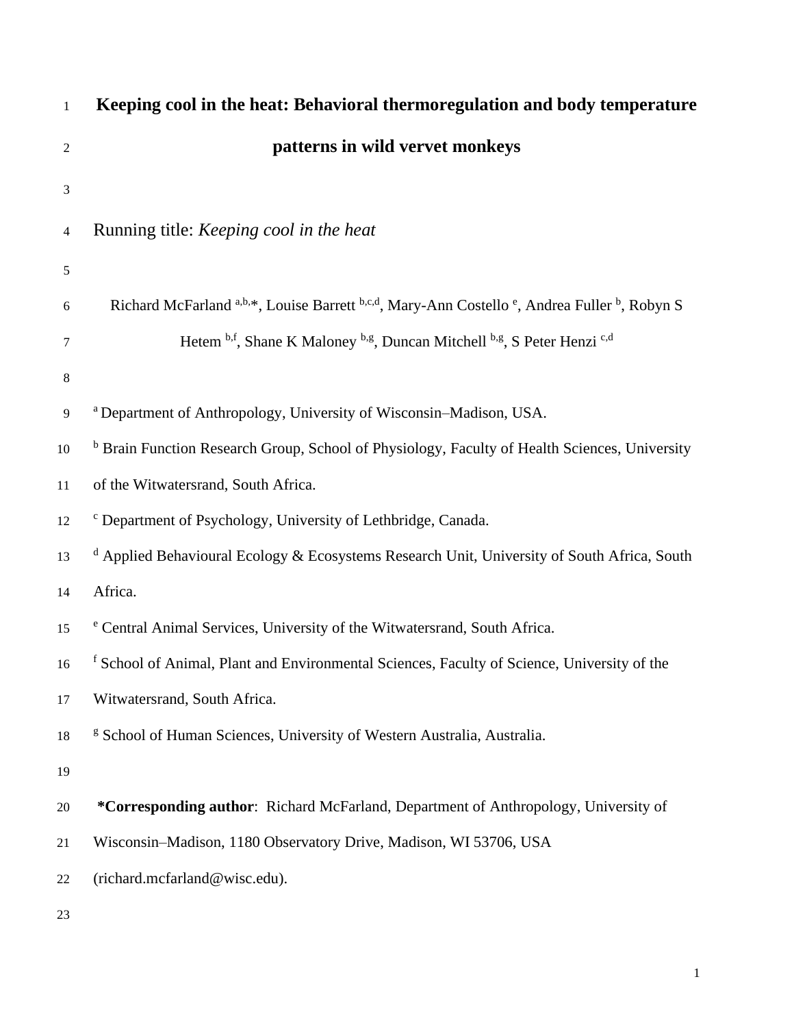# Keeping cool in the heat: Behavioral thermoregulation and body temperature patterns in wild vervet monkeys

Running title: *Keeping cool in the heat*

Richard McFarland [a,b,*], Louise Barrett [b,c,d], Mary-Ann Costello [e], Andrea Fuller [b], Robyn S Hetem [b,f], Shane K Maloney [b,g], Duncan Mitchell [b,g], S Peter Henzi [c,d]

[a] Department of Anthropology, University of Wisconsin–Madison, USA.

[b] Brain Function Research Group, School of Physiology, Faculty of Health Sciences, University of the Witwatersrand, South Africa.

[c] Department of Psychology, University of Lethbridge, Canada.

[d] Applied Behavioural Ecology & Ecosystems Research Unit, University of South Africa, South Africa.

[e] Central Animal Services, University of the Witwatersrand, South Africa.

[f] School of Animal, Plant and Environmental Sciences, Faculty of Science, University of the Witwatersrand, South Africa.

[g] School of Human Sciences, University of Western Australia, Australia.

**\*Corresponding author**: Richard McFarland, Department of Anthropology, University of Wisconsin–Madison, 1180 Observatory Drive, Madison, WI 53706, USA (richard.mcfarland@wisc.edu).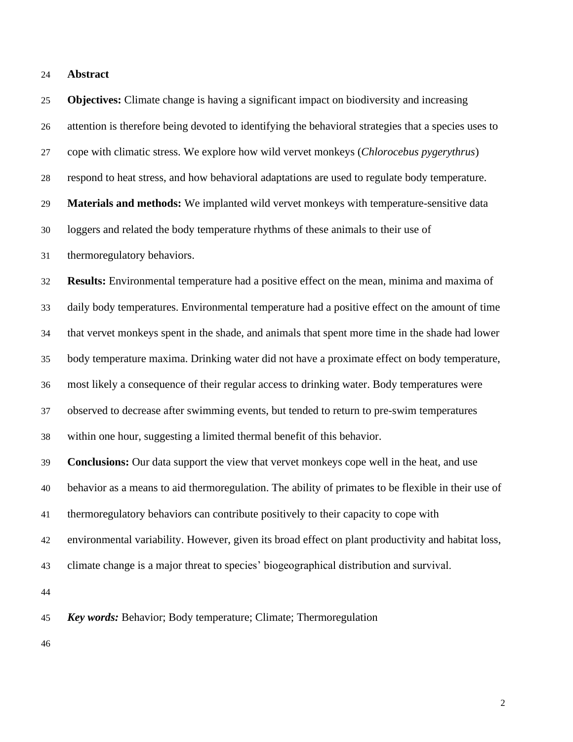## Abstract

**Objectives:** Climate change is having a significant impact on biodiversity and increasing attention is therefore being devoted to identifying the behavioral strategies that a species uses to cope with climatic stress. We explore how wild vervet monkeys (*Chlorocebus pygerythrus*) respond to heat stress, and how behavioral adaptations are used to regulate body temperature.

**Materials and methods:** We implanted wild vervet monkeys with temperature-sensitive data loggers and related the body temperature rhythms of these animals to their use of thermoregulatory behaviors.

**Results:** Environmental temperature had a positive effect on the mean, minima and maxima of daily body temperatures. Environmental temperature had a positive effect on the amount of time that vervet monkeys spent in the shade, and animals that spent more time in the shade had lower body temperature maxima. Drinking water did not have a proximate effect on body temperature, most likely a consequence of their regular access to drinking water. Body temperatures were observed to decrease after swimming events, but tended to return to pre-swim temperatures within one hour, suggesting a limited thermal benefit of this behavior.

**Conclusions:** Our data support the view that vervet monkeys cope well in the heat, and use behavior as a means to aid thermoregulation. The ability of primates to be flexible in their use of thermoregulatory behaviors can contribute positively to their capacity to cope with environmental variability. However, given its broad effect on plant productivity and habitat loss, climate change is a major threat to species' biogeographical distribution and survival.

***Key words:*** Behavior; Body temperature; Climate; Thermoregulation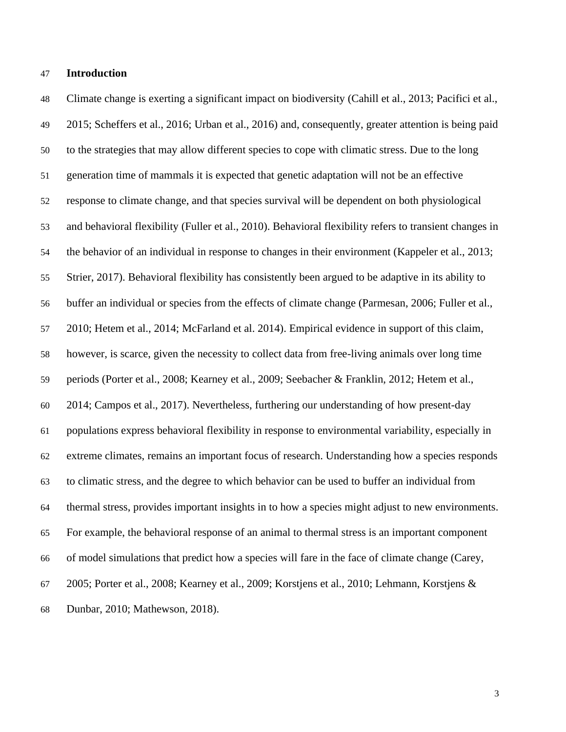## Introduction

Climate change is exerting a significant impact on biodiversity (Cahill et al., 2013; Pacifici et al., 2015; Scheffers et al., 2016; Urban et al., 2016) and, consequently, greater attention is being paid to the strategies that may allow different species to cope with climatic stress. Due to the long generation time of mammals it is expected that genetic adaptation will not be an effective response to climate change, and that species survival will be dependent on both physiological and behavioral flexibility (Fuller et al., 2010). Behavioral flexibility refers to transient changes in the behavior of an individual in response to changes in their environment (Kappeler et al., 2013; Strier, 2017). Behavioral flexibility has consistently been argued to be adaptive in its ability to buffer an individual or species from the effects of climate change (Parmesan, 2006; Fuller et al., 2010; Hetem et al., 2014; McFarland et al. 2014). Empirical evidence in support of this claim, however, is scarce, given the necessity to collect data from free-living animals over long time periods (Porter et al., 2008; Kearney et al., 2009; Seebacher & Franklin, 2012; Hetem et al., 2014; Campos et al., 2017). Nevertheless, furthering our understanding of how present-day populations express behavioral flexibility in response to environmental variability, especially in extreme climates, remains an important focus of research. Understanding how a species responds to climatic stress, and the degree to which behavior can be used to buffer an individual from thermal stress, provides important insights in to how a species might adjust to new environments. For example, the behavioral response of an animal to thermal stress is an important component of model simulations that predict how a species will fare in the face of climate change (Carey, 2005; Porter et al., 2008; Kearney et al., 2009; Korstjens et al., 2010; Lehmann, Korstjens & Dunbar, 2010; Mathewson, 2018).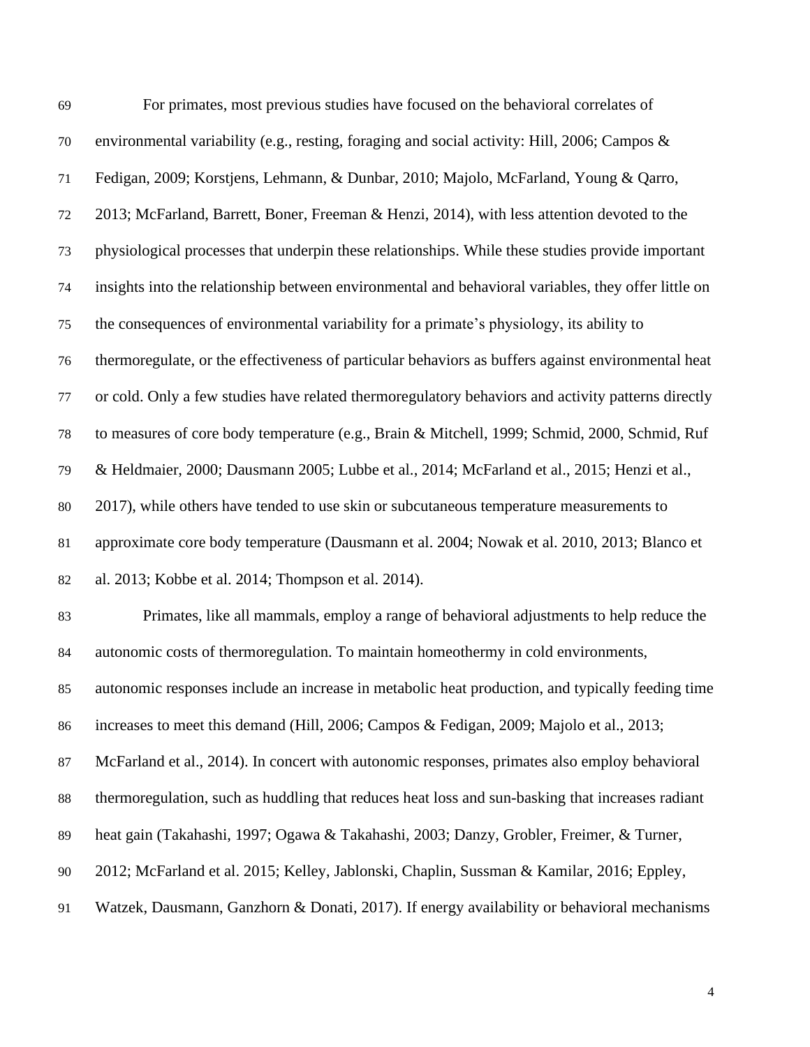For primates, most previous studies have focused on the behavioral correlates of environmental variability (e.g., resting, foraging and social activity: Hill, 2006; Campos & Fedigan, 2009; Korstjens, Lehmann, & Dunbar, 2010; Majolo, McFarland, Young & Qarro, 2013; McFarland, Barrett, Boner, Freeman & Henzi, 2014), with less attention devoted to the physiological processes that underpin these relationships. While these studies provide important insights into the relationship between environmental and behavioral variables, they offer little on the consequences of environmental variability for a primate's physiology, its ability to thermoregulate, or the effectiveness of particular behaviors as buffers against environmental heat or cold. Only a few studies have related thermoregulatory behaviors and activity patterns directly to measures of core body temperature (e.g., Brain & Mitchell, 1999; Schmid, 2000, Schmid, Ruf & Heldmaier, 2000; Dausmann 2005; Lubbe et al., 2014; McFarland et al., 2015; Henzi et al., 2017), while others have tended to use skin or subcutaneous temperature measurements to approximate core body temperature (Dausmann et al. 2004; Nowak et al. 2010, 2013; Blanco et al. 2013; Kobbe et al. 2014; Thompson et al. 2014).

Primates, like all mammals, employ a range of behavioral adjustments to help reduce the autonomic costs of thermoregulation. To maintain homeothermy in cold environments, autonomic responses include an increase in metabolic heat production, and typically feeding time increases to meet this demand (Hill, 2006; Campos & Fedigan, 2009; Majolo et al., 2013; McFarland et al., 2014). In concert with autonomic responses, primates also employ behavioral thermoregulation, such as huddling that reduces heat loss and sun-basking that increases radiant heat gain (Takahashi, 1997; Ogawa & Takahashi, 2003; Danzy, Grobler, Freimer, & Turner, 2012; McFarland et al. 2015; Kelley, Jablonski, Chaplin, Sussman & Kamilar, 2016; Eppley, Watzek, Dausmann, Ganzhorn & Donati, 2017). If energy availability or behavioral mechanisms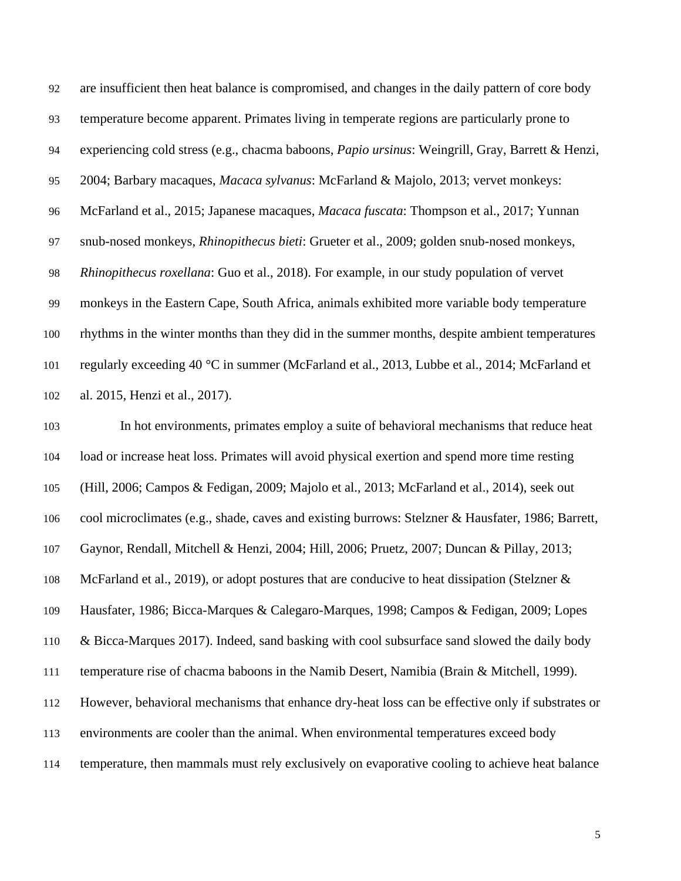are insufficient then heat balance is compromised, and changes in the daily pattern of core body temperature become apparent. Primates living in temperate regions are particularly prone to experiencing cold stress (e.g., chacma baboons, *Papio ursinus*: Weingrill, Gray, Barrett & Henzi, 2004; Barbary macaques, *Macaca sylvanus*: McFarland & Majolo, 2013; vervet monkeys: McFarland et al., 2015; Japanese macaques, *Macaca fuscata*: Thompson et al., 2017; Yunnan snub-nosed monkeys, *Rhinopithecus bieti*: Grueter et al., 2009; golden snub-nosed monkeys, *Rhinopithecus roxellana*: Guo et al., 2018). For example, in our study population of vervet monkeys in the Eastern Cape, South Africa, animals exhibited more variable body temperature rhythms in the winter months than they did in the summer months, despite ambient temperatures regularly exceeding 40 °C in summer (McFarland et al., 2013, Lubbe et al., 2014; McFarland et al. 2015, Henzi et al., 2017).

In hot environments, primates employ a suite of behavioral mechanisms that reduce heat load or increase heat loss. Primates will avoid physical exertion and spend more time resting (Hill, 2006; Campos & Fedigan, 2009; Majolo et al., 2013; McFarland et al., 2014), seek out cool microclimates (e.g., shade, caves and existing burrows: Stelzner & Hausfater, 1986; Barrett, Gaynor, Rendall, Mitchell & Henzi, 2004; Hill, 2006; Pruetz, 2007; Duncan & Pillay, 2013; McFarland et al., 2019), or adopt postures that are conducive to heat dissipation (Stelzner & Hausfater, 1986; Bicca-Marques & Calegaro-Marques, 1998; Campos & Fedigan, 2009; Lopes & Bicca-Marques 2017). Indeed, sand basking with cool subsurface sand slowed the daily body temperature rise of chacma baboons in the Namib Desert, Namibia (Brain & Mitchell, 1999). However, behavioral mechanisms that enhance dry-heat loss can be effective only if substrates or environments are cooler than the animal. When environmental temperatures exceed body temperature, then mammals must rely exclusively on evaporative cooling to achieve heat balance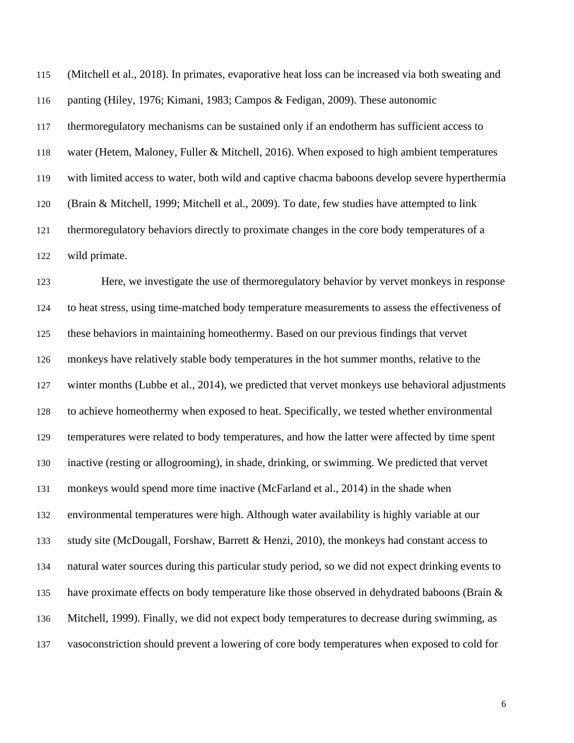(Mitchell et al., 2018). In primates, evaporative heat loss can be increased via both sweating and panting (Hiley, 1976; Kimani, 1983; Campos & Fedigan, 2009). These autonomic thermoregulatory mechanisms can be sustained only if an endotherm has sufficient access to water (Hetem, Maloney, Fuller & Mitchell, 2016). When exposed to high ambient temperatures with limited access to water, both wild and captive chacma baboons develop severe hyperthermia (Brain & Mitchell, 1999; Mitchell et al., 2009). To date, few studies have attempted to link thermoregulatory behaviors directly to proximate changes in the core body temperatures of a wild primate.

Here, we investigate the use of thermoregulatory behavior by vervet monkeys in response to heat stress, using time-matched body temperature measurements to assess the effectiveness of these behaviors in maintaining homeothermy. Based on our previous findings that vervet monkeys have relatively stable body temperatures in the hot summer months, relative to the winter months (Lubbe et al., 2014), we predicted that vervet monkeys use behavioral adjustments to achieve homeothermy when exposed to heat. Specifically, we tested whether environmental temperatures were related to body temperatures, and how the latter were affected by time spent inactive (resting or allogrooming), in shade, drinking, or swimming. We predicted that vervet monkeys would spend more time inactive (McFarland et al., 2014) in the shade when environmental temperatures were high. Although water availability is highly variable at our study site (McDougall, Forshaw, Barrett & Henzi, 2010), the monkeys had constant access to natural water sources during this particular study period, so we did not expect drinking events to have proximate effects on body temperature like those observed in dehydrated baboons (Brain & Mitchell, 1999). Finally, we did not expect body temperatures to decrease during swimming, as vasoconstriction should prevent a lowering of core body temperatures when exposed to cold for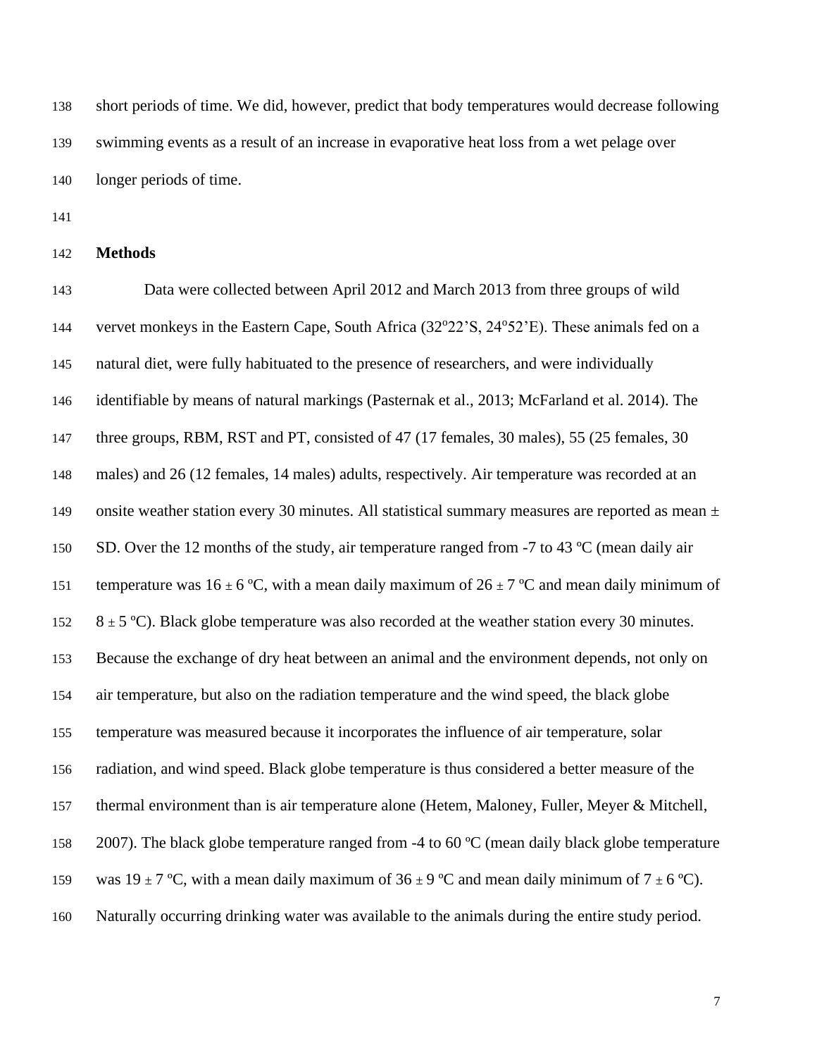short periods of time. We did, however, predict that body temperatures would decrease following swimming events as a result of an increase in evaporative heat loss from a wet pelage over longer periods of time.

## Methods

Data were collected between April 2012 and March 2013 from three groups of wild vervet monkeys in the Eastern Cape, South Africa (32°22'S, 24°52'E). These animals fed on a natural diet, were fully habituated to the presence of researchers, and were individually identifiable by means of natural markings (Pasternak et al., 2013; McFarland et al. 2014). The three groups, RBM, RST and PT, consisted of 47 (17 females, 30 males), 55 (25 females, 30 males) and 26 (12 females, 14 males) adults, respectively. Air temperature was recorded at an onsite weather station every 30 minutes. All statistical summary measures are reported as mean ± SD. Over the 12 months of the study, air temperature ranged from -7 to 43 ºC (mean daily air temperature was 16 ± 6 ºC, with a mean daily maximum of 26 ± 7 ºC and mean daily minimum of 8 ± 5 ºC). Black globe temperature was also recorded at the weather station every 30 minutes. Because the exchange of dry heat between an animal and the environment depends, not only on air temperature, but also on the radiation temperature and the wind speed, the black globe temperature was measured because it incorporates the influence of air temperature, solar radiation, and wind speed. Black globe temperature is thus considered a better measure of the thermal environment than is air temperature alone (Hetem, Maloney, Fuller, Meyer & Mitchell, 2007). The black globe temperature ranged from -4 to 60 ºC (mean daily black globe temperature was 19 ± 7 ºC, with a mean daily maximum of 36 ± 9 ºC and mean daily minimum of 7 ± 6 ºC). Naturally occurring drinking water was available to the animals during the entire study period.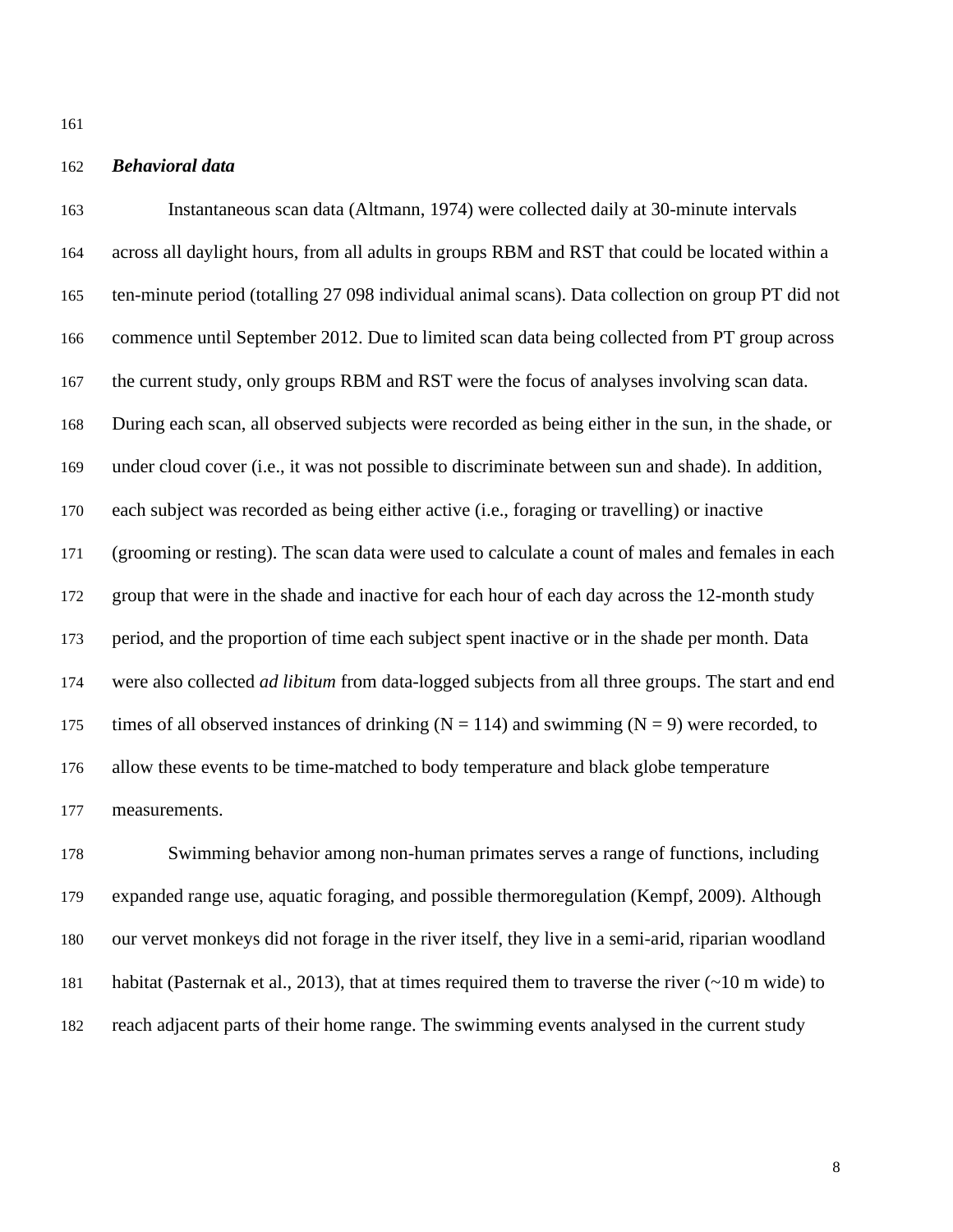### *Behavioral data*

Instantaneous scan data (Altmann, 1974) were collected daily at 30-minute intervals across all daylight hours, from all adults in groups RBM and RST that could be located within a ten-minute period (totalling 27 098 individual animal scans). Data collection on group PT did not commence until September 2012. Due to limited scan data being collected from PT group across the current study, only groups RBM and RST were the focus of analyses involving scan data. During each scan, all observed subjects were recorded as being either in the sun, in the shade, or under cloud cover (i.e., it was not possible to discriminate between sun and shade). In addition, each subject was recorded as being either active (i.e., foraging or travelling) or inactive (grooming or resting). The scan data were used to calculate a count of males and females in each group that were in the shade and inactive for each hour of each day across the 12-month study period, and the proportion of time each subject spent inactive or in the shade per month. Data were also collected *ad libitum* from data-logged subjects from all three groups. The start and end times of all observed instances of drinking (N = 114) and swimming (N = 9) were recorded, to allow these events to be time-matched to body temperature and black globe temperature measurements.

Swimming behavior among non-human primates serves a range of functions, including expanded range use, aquatic foraging, and possible thermoregulation (Kempf, 2009). Although our vervet monkeys did not forage in the river itself, they live in a semi-arid, riparian woodland habitat (Pasternak et al., 2013), that at times required them to traverse the river (~10 m wide) to reach adjacent parts of their home range. The swimming events analysed in the current study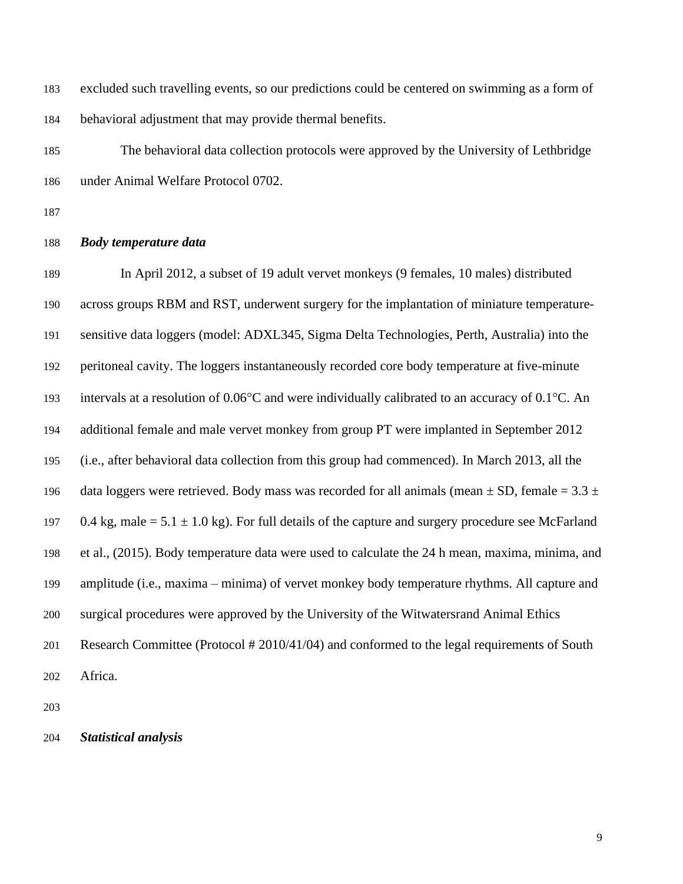excluded such travelling events, so our predictions could be centered on swimming as a form of behavioral adjustment that may provide thermal benefits.

The behavioral data collection protocols were approved by the University of Lethbridge under Animal Welfare Protocol 0702.

### *Body temperature data*

In April 2012, a subset of 19 adult vervet monkeys (9 females, 10 males) distributed across groups RBM and RST, underwent surgery for the implantation of miniature temperature-sensitive data loggers (model: ADXL345, Sigma Delta Technologies, Perth, Australia) into the peritoneal cavity. The loggers instantaneously recorded core body temperature at five-minute intervals at a resolution of 0.06°C and were individually calibrated to an accuracy of 0.1°C. An additional female and male vervet monkey from group PT were implanted in September 2012 (i.e., after behavioral data collection from this group had commenced). In March 2013, all the data loggers were retrieved. Body mass was recorded for all animals (mean ± SD, female = 3.3 ± 0.4 kg, male = 5.1 ± 1.0 kg). For full details of the capture and surgery procedure see McFarland et al., (2015). Body temperature data were used to calculate the 24 h mean, maxima, minima, and amplitude (i.e., maxima – minima) of vervet monkey body temperature rhythms. All capture and surgical procedures were approved by the University of the Witwatersrand Animal Ethics Research Committee (Protocol # 2010/41/04) and conformed to the legal requirements of South Africa.

### *Statistical analysis*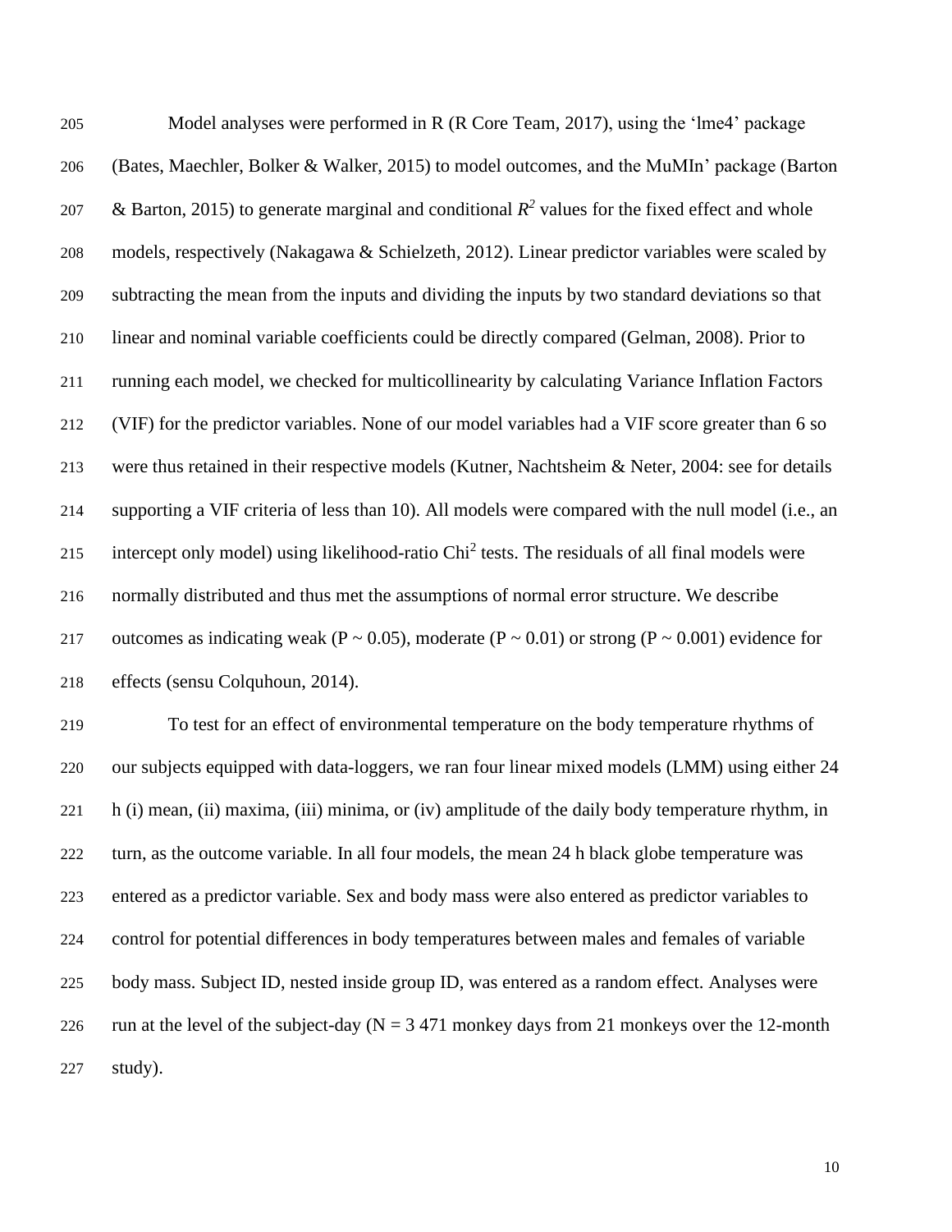Model analyses were performed in R (R Core Team, 2017), using the 'lme4' package (Bates, Maechler, Bolker & Walker, 2015) to model outcomes, and the MuMIn' package (Barton & Barton, 2015) to generate marginal and conditional $R^2$ values for the fixed effect and whole models, respectively (Nakagawa & Schielzeth, 2012). Linear predictor variables were scaled by subtracting the mean from the inputs and dividing the inputs by two standard deviations so that linear and nominal variable coefficients could be directly compared (Gelman, 2008). Prior to running each model, we checked for multicollinearity by calculating Variance Inflation Factors (VIF) for the predictor variables. None of our model variables had a VIF score greater than 6 so were thus retained in their respective models (Kutner, Nachtsheim & Neter, 2004: see for details supporting a VIF criteria of less than 10). All models were compared with the null model (i.e., an intercept only model) using likelihood-ratio $Chi^2$ tests. The residuals of all final models were normally distributed and thus met the assumptions of normal error structure. We describe outcomes as indicating weak ($P \sim 0.05$), moderate ($P \sim 0.01$) or strong ($P \sim 0.001$) evidence for effects (sensu Colquhoun, 2014).

To test for an effect of environmental temperature on the body temperature rhythms of our subjects equipped with data-loggers, we ran four linear mixed models (LMM) using either 24 h (i) mean, (ii) maxima, (iii) minima, or (iv) amplitude of the daily body temperature rhythm, in turn, as the outcome variable. In all four models, the mean 24 h black globe temperature was entered as a predictor variable. Sex and body mass were also entered as predictor variables to control for potential differences in body temperatures between males and females of variable body mass. Subject ID, nested inside group ID, was entered as a random effect. Analyses were run at the level of the subject-day (N = 3 471 monkey days from 21 monkeys over the 12-month study).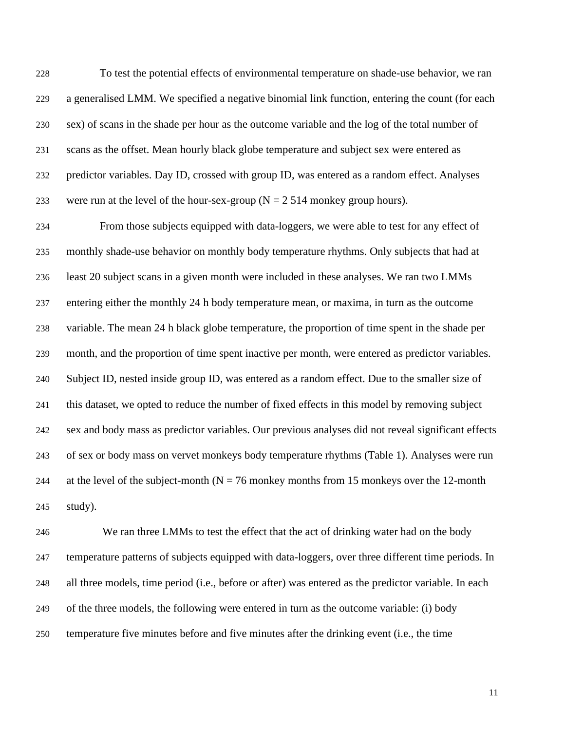To test the potential effects of environmental temperature on shade-use behavior, we ran a generalised LMM. We specified a negative binomial link function, entering the count (for each sex) of scans in the shade per hour as the outcome variable and the log of the total number of scans as the offset. Mean hourly black globe temperature and subject sex were entered as predictor variables. Day ID, crossed with group ID, was entered as a random effect. Analyses were run at the level of the hour-sex-group (N = 2 514 monkey group hours).

From those subjects equipped with data-loggers, we were able to test for any effect of monthly shade-use behavior on monthly body temperature rhythms. Only subjects that had at least 20 subject scans in a given month were included in these analyses. We ran two LMMs entering either the monthly 24 h body temperature mean, or maxima, in turn as the outcome variable. The mean 24 h black globe temperature, the proportion of time spent in the shade per month, and the proportion of time spent inactive per month, were entered as predictor variables. Subject ID, nested inside group ID, was entered as a random effect. Due to the smaller size of this dataset, we opted to reduce the number of fixed effects in this model by removing subject sex and body mass as predictor variables. Our previous analyses did not reveal significant effects of sex or body mass on vervet monkeys body temperature rhythms (Table 1). Analyses were run at the level of the subject-month (N = 76 monkey months from 15 monkeys over the 12-month study).

We ran three LMMs to test the effect that the act of drinking water had on the body temperature patterns of subjects equipped with data-loggers, over three different time periods. In all three models, time period (i.e., before or after) was entered as the predictor variable. In each of the three models, the following were entered in turn as the outcome variable: (i) body temperature five minutes before and five minutes after the drinking event (i.e., the time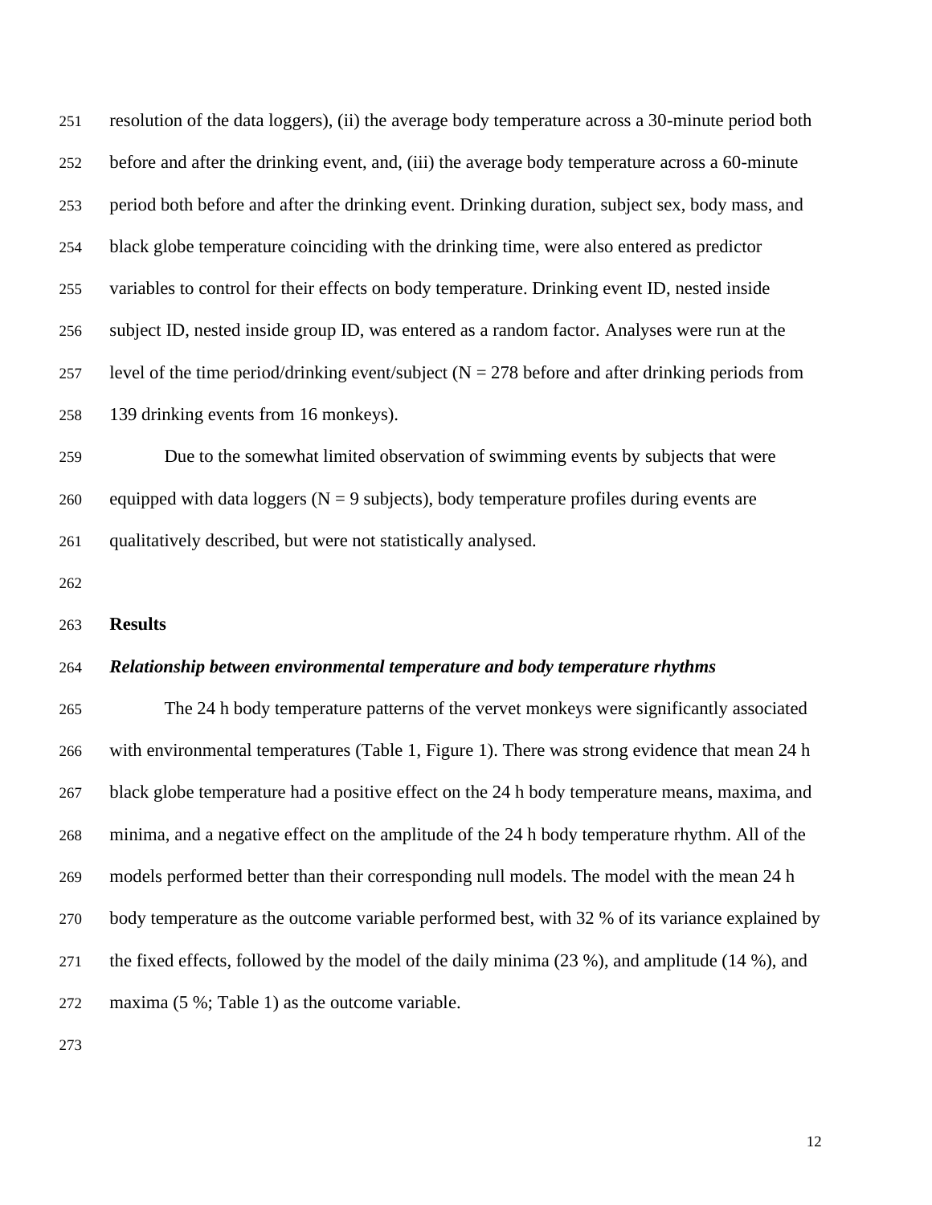resolution of the data loggers), (ii) the average body temperature across a 30-minute period both before and after the drinking event, and, (iii) the average body temperature across a 60-minute period both before and after the drinking event. Drinking duration, subject sex, body mass, and black globe temperature coinciding with the drinking time, were also entered as predictor variables to control for their effects on body temperature. Drinking event ID, nested inside subject ID, nested inside group ID, was entered as a random factor. Analyses were run at the level of the time period/drinking event/subject (N = 278 before and after drinking periods from 139 drinking events from 16 monkeys).

Due to the somewhat limited observation of swimming events by subjects that were equipped with data loggers (N = 9 subjects), body temperature profiles during events are qualitatively described, but were not statistically analysed.

## Results

### *Relationship between environmental temperature and body temperature rhythms*

The 24 h body temperature patterns of the vervet monkeys were significantly associated with environmental temperatures (Table 1, Figure 1). There was strong evidence that mean 24 h black globe temperature had a positive effect on the 24 h body temperature means, maxima, and minima, and a negative effect on the amplitude of the 24 h body temperature rhythm. All of the models performed better than their corresponding null models. The model with the mean 24 h body temperature as the outcome variable performed best, with 32 % of its variance explained by the fixed effects, followed by the model of the daily minima (23 %), and amplitude (14 %), and maxima (5 %; Table 1) as the outcome variable.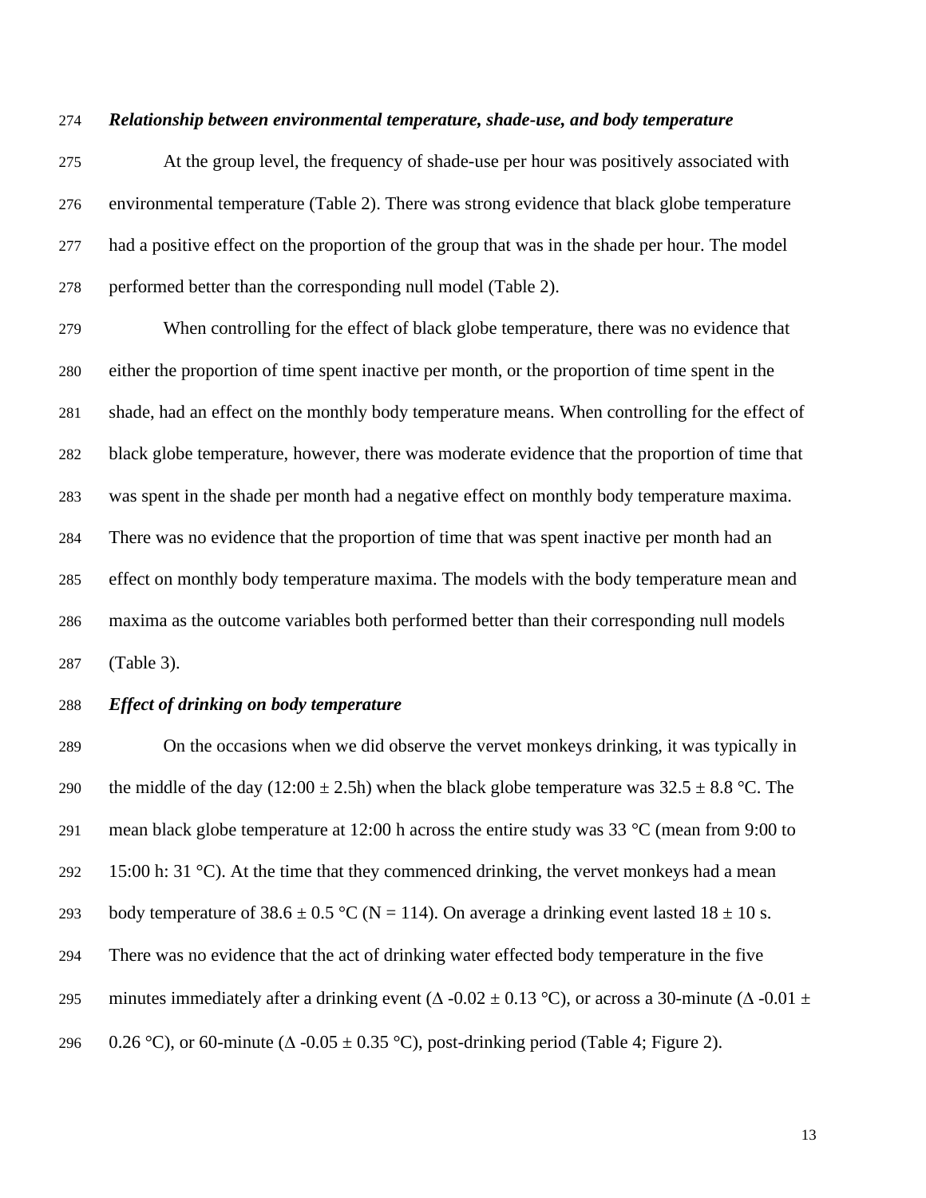### *Relationship between environmental temperature, shade-use, and body temperature*

At the group level, the frequency of shade-use per hour was positively associated with environmental temperature (Table 2). There was strong evidence that black globe temperature had a positive effect on the proportion of the group that was in the shade per hour. The model performed better than the corresponding null model (Table 2).

When controlling for the effect of black globe temperature, there was no evidence that either the proportion of time spent inactive per month, or the proportion of time spent in the shade, had an effect on the monthly body temperature means. When controlling for the effect of black globe temperature, however, there was moderate evidence that the proportion of time that was spent in the shade per month had a negative effect on monthly body temperature maxima. There was no evidence that the proportion of time that was spent inactive per month had an effect on monthly body temperature maxima. The models with the body temperature mean and maxima as the outcome variables both performed better than their corresponding null models (Table 3).

### *Effect of drinking on body temperature*

On the occasions when we did observe the vervet monkeys drinking, it was typically in the middle of the day (12:00 ± 2.5h) when the black globe temperature was 32.5 ± 8.8 °C. The mean black globe temperature at 12:00 h across the entire study was 33 °C (mean from 9:00 to 15:00 h: 31 °C). At the time that they commenced drinking, the vervet monkeys had a mean body temperature of 38.6 ± 0.5 °C (N = 114). On average a drinking event lasted 18 ± 10 s. There was no evidence that the act of drinking water effected body temperature in the five minutes immediately after a drinking event ($\Delta$ -0.02 ± 0.13 °C), or across a 30-minute ($\Delta$ -0.01 ± 0.26 °C), or 60-minute ($\Delta$ -0.05 ± 0.35 °C), post-drinking period (Table 4; Figure 2).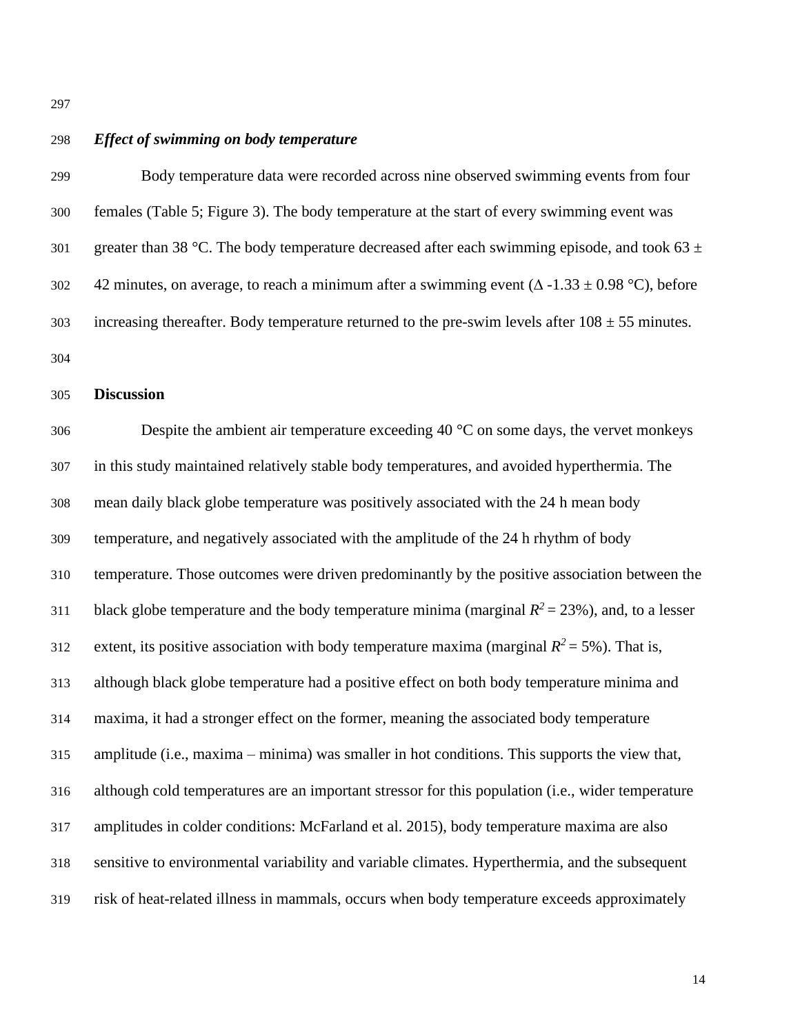### *Effect of swimming on body temperature*

Body temperature data were recorded across nine observed swimming events from four females (Table 5; Figure 3). The body temperature at the start of every swimming event was greater than 38 °C. The body temperature decreased after each swimming episode, and took 63 ± 42 minutes, on average, to reach a minimum after a swimming event (Δ -1.33 ± 0.98 °C), before increasing thereafter. Body temperature returned to the pre-swim levels after 108 ± 55 minutes.

## Discussion

Despite the ambient air temperature exceeding 40 °C on some days, the vervet monkeys in this study maintained relatively stable body temperatures, and avoided hyperthermia. The mean daily black globe temperature was positively associated with the 24 h mean body temperature, and negatively associated with the amplitude of the 24 h rhythm of body temperature. Those outcomes were driven predominantly by the positive association between the black globe temperature and the body temperature minima (marginal $R^2$ = 23%), and, to a lesser extent, its positive association with body temperature maxima (marginal $R^2$ = 5%). That is, although black globe temperature had a positive effect on both body temperature minima and maxima, it had a stronger effect on the former, meaning the associated body temperature amplitude (i.e., maxima – minima) was smaller in hot conditions. This supports the view that, although cold temperatures are an important stressor for this population (i.e., wider temperature amplitudes in colder conditions: McFarland et al. 2015), body temperature maxima are also sensitive to environmental variability and variable climates. Hyperthermia, and the subsequent risk of heat-related illness in mammals, occurs when body temperature exceeds approximately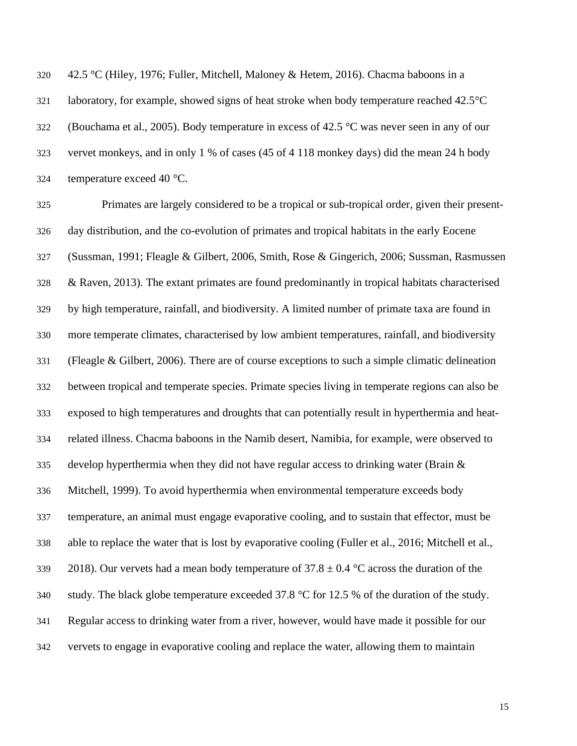42.5 °C (Hiley, 1976; Fuller, Mitchell, Maloney & Hetem, 2016). Chacma baboons in a laboratory, for example, showed signs of heat stroke when body temperature reached 42.5°C (Bouchama et al., 2005). Body temperature in excess of 42.5 °C was never seen in any of our vervet monkeys, and in only 1 % of cases (45 of 4 118 monkey days) did the mean 24 h body temperature exceed 40 °C.

Primates are largely considered to be a tropical or sub-tropical order, given their present-day distribution, and the co-evolution of primates and tropical habitats in the early Eocene (Sussman, 1991; Fleagle & Gilbert, 2006, Smith, Rose & Gingerich, 2006; Sussman, Rasmussen & Raven, 2013). The extant primates are found predominantly in tropical habitats characterised by high temperature, rainfall, and biodiversity. A limited number of primate taxa are found in more temperate climates, characterised by low ambient temperatures, rainfall, and biodiversity (Fleagle & Gilbert, 2006). There are of course exceptions to such a simple climatic delineation between tropical and temperate species. Primate species living in temperate regions can also be exposed to high temperatures and droughts that can potentially result in hyperthermia and heat-related illness. Chacma baboons in the Namib desert, Namibia, for example, were observed to develop hyperthermia when they did not have regular access to drinking water (Brain & Mitchell, 1999). To avoid hyperthermia when environmental temperature exceeds body temperature, an animal must engage evaporative cooling, and to sustain that effector, must be able to replace the water that is lost by evaporative cooling (Fuller et al., 2016; Mitchell et al., 2018). Our vervets had a mean body temperature of $37.8 \pm 0.4$ °C across the duration of the study. The black globe temperature exceeded 37.8 °C for 12.5 % of the duration of the study. Regular access to drinking water from a river, however, would have made it possible for our vervets to engage in evaporative cooling and replace the water, allowing them to maintain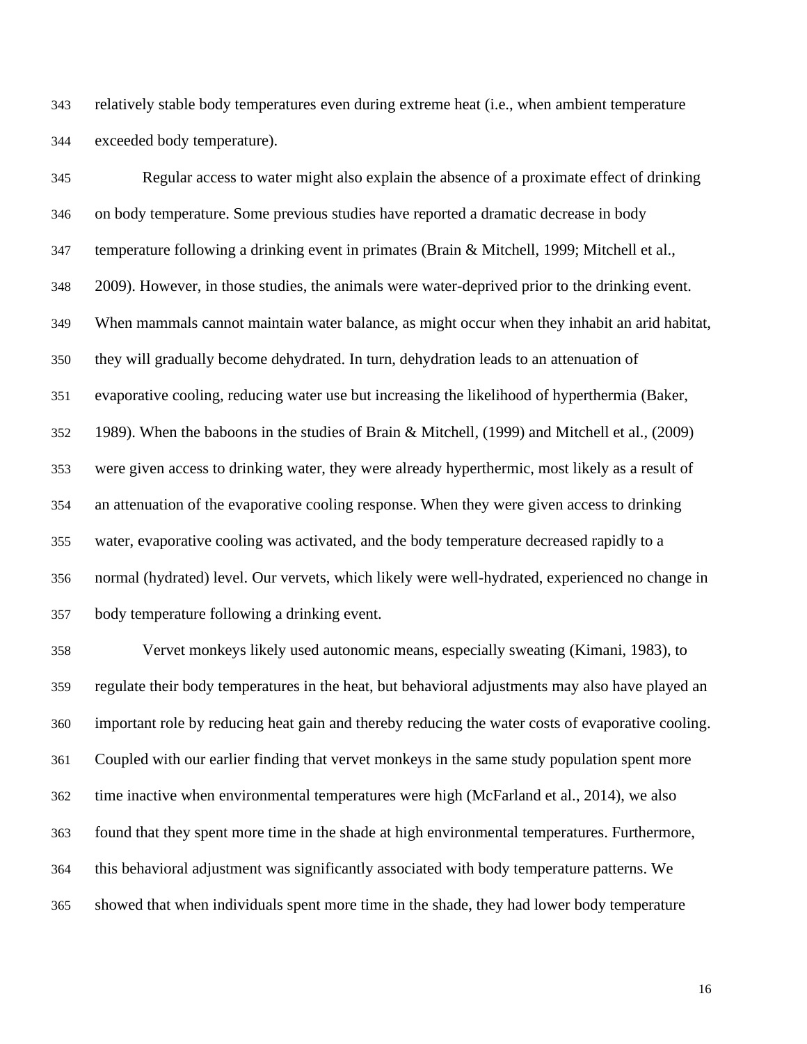relatively stable body temperatures even during extreme heat (i.e., when ambient temperature exceeded body temperature).

Regular access to water might also explain the absence of a proximate effect of drinking on body temperature. Some previous studies have reported a dramatic decrease in body temperature following a drinking event in primates (Brain & Mitchell, 1999; Mitchell et al., 2009). However, in those studies, the animals were water-deprived prior to the drinking event. When mammals cannot maintain water balance, as might occur when they inhabit an arid habitat, they will gradually become dehydrated. In turn, dehydration leads to an attenuation of evaporative cooling, reducing water use but increasing the likelihood of hyperthermia (Baker, 1989). When the baboons in the studies of Brain & Mitchell, (1999) and Mitchell et al., (2009) were given access to drinking water, they were already hyperthermic, most likely as a result of an attenuation of the evaporative cooling response. When they were given access to drinking water, evaporative cooling was activated, and the body temperature decreased rapidly to a normal (hydrated) level. Our vervets, which likely were well-hydrated, experienced no change in body temperature following a drinking event.

Vervet monkeys likely used autonomic means, especially sweating (Kimani, 1983), to regulate their body temperatures in the heat, but behavioral adjustments may also have played an important role by reducing heat gain and thereby reducing the water costs of evaporative cooling. Coupled with our earlier finding that vervet monkeys in the same study population spent more time inactive when environmental temperatures were high (McFarland et al., 2014), we also found that they spent more time in the shade at high environmental temperatures. Furthermore, this behavioral adjustment was significantly associated with body temperature patterns. We showed that when individuals spent more time in the shade, they had lower body temperature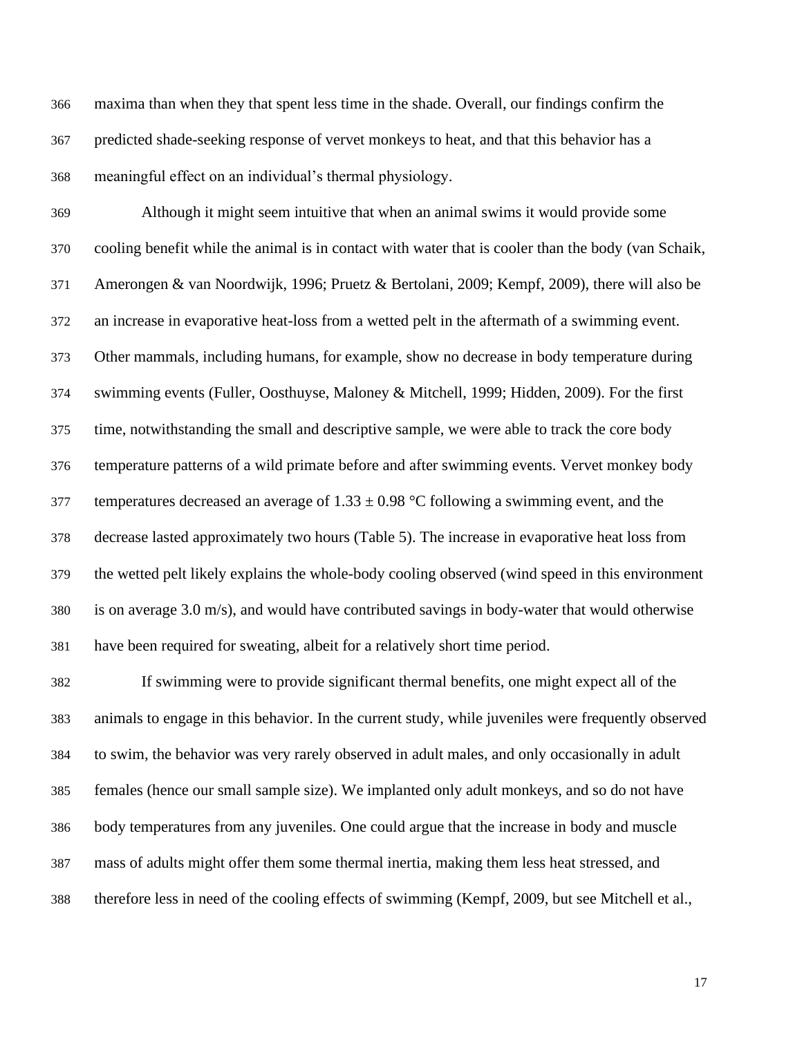maxima than when they that spent less time in the shade. Overall, our findings confirm the predicted shade-seeking response of vervet monkeys to heat, and that this behavior has a meaningful effect on an individual's thermal physiology.

Although it might seem intuitive that when an animal swims it would provide some cooling benefit while the animal is in contact with water that is cooler than the body (van Schaik, Amerongen & van Noordwijk, 1996; Pruetz & Bertolani, 2009; Kempf, 2009), there will also be an increase in evaporative heat-loss from a wetted pelt in the aftermath of a swimming event. Other mammals, including humans, for example, show no decrease in body temperature during swimming events (Fuller, Oosthuyse, Maloney & Mitchell, 1999; Hidden, 2009). For the first time, notwithstanding the small and descriptive sample, we were able to track the core body temperature patterns of a wild primate before and after swimming events. Vervet monkey body temperatures decreased an average of $1.33 \pm 0.98$ °C following a swimming event, and the decrease lasted approximately two hours (Table 5). The increase in evaporative heat loss from the wetted pelt likely explains the whole-body cooling observed (wind speed in this environment is on average 3.0 m/s), and would have contributed savings in body-water that would otherwise have been required for sweating, albeit for a relatively short time period.

If swimming were to provide significant thermal benefits, one might expect all of the animals to engage in this behavior. In the current study, while juveniles were frequently observed to swim, the behavior was very rarely observed in adult males, and only occasionally in adult females (hence our small sample size). We implanted only adult monkeys, and so do not have body temperatures from any juveniles. One could argue that the increase in body and muscle mass of adults might offer them some thermal inertia, making them less heat stressed, and therefore less in need of the cooling effects of swimming (Kempf, 2009, but see Mitchell et al.,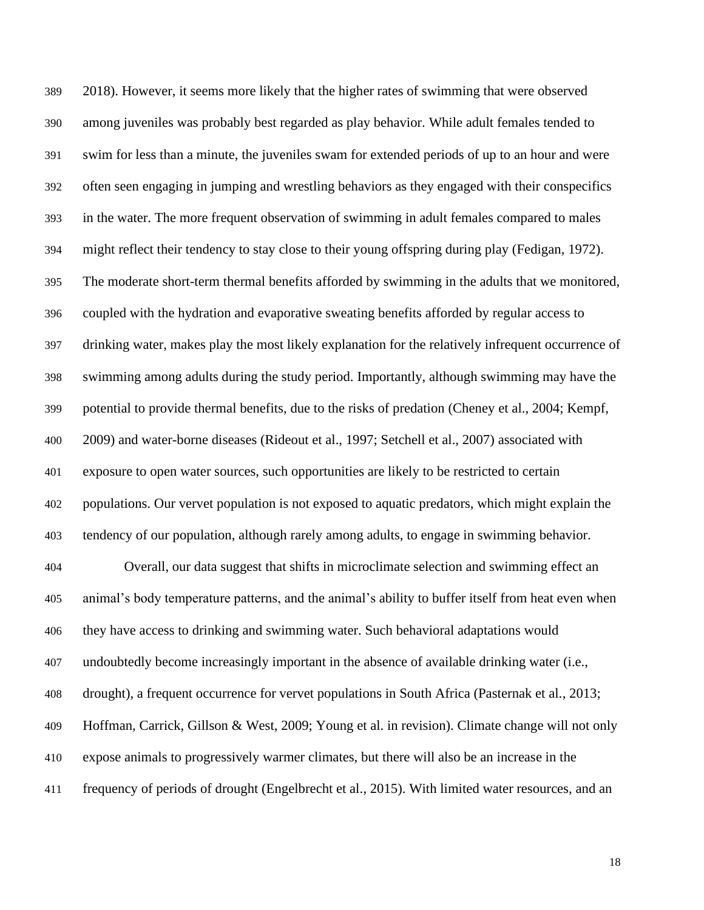2018). However, it seems more likely that the higher rates of swimming that were observed among juveniles was probably best regarded as play behavior. While adult females tended to swim for less than a minute, the juveniles swam for extended periods of up to an hour and were often seen engaging in jumping and wrestling behaviors as they engaged with their conspecifics in the water. The more frequent observation of swimming in adult females compared to males might reflect their tendency to stay close to their young offspring during play (Fedigan, 1972). The moderate short-term thermal benefits afforded by swimming in the adults that we monitored, coupled with the hydration and evaporative sweating benefits afforded by regular access to drinking water, makes play the most likely explanation for the relatively infrequent occurrence of swimming among adults during the study period. Importantly, although swimming may have the potential to provide thermal benefits, due to the risks of predation (Cheney et al., 2004; Kempf, 2009) and water-borne diseases (Rideout et al., 1997; Setchell et al., 2007) associated with exposure to open water sources, such opportunities are likely to be restricted to certain populations. Our vervet population is not exposed to aquatic predators, which might explain the tendency of our population, although rarely among adults, to engage in swimming behavior.

Overall, our data suggest that shifts in microclimate selection and swimming effect an animal's body temperature patterns, and the animal's ability to buffer itself from heat even when they have access to drinking and swimming water. Such behavioral adaptations would undoubtedly become increasingly important in the absence of available drinking water (i.e., drought), a frequent occurrence for vervet populations in South Africa (Pasternak et al., 2013; Hoffman, Carrick, Gillson & West, 2009; Young et al. in revision). Climate change will not only expose animals to progressively warmer climates, but there will also be an increase in the frequency of periods of drought (Engelbrecht et al., 2015). With limited water resources, and an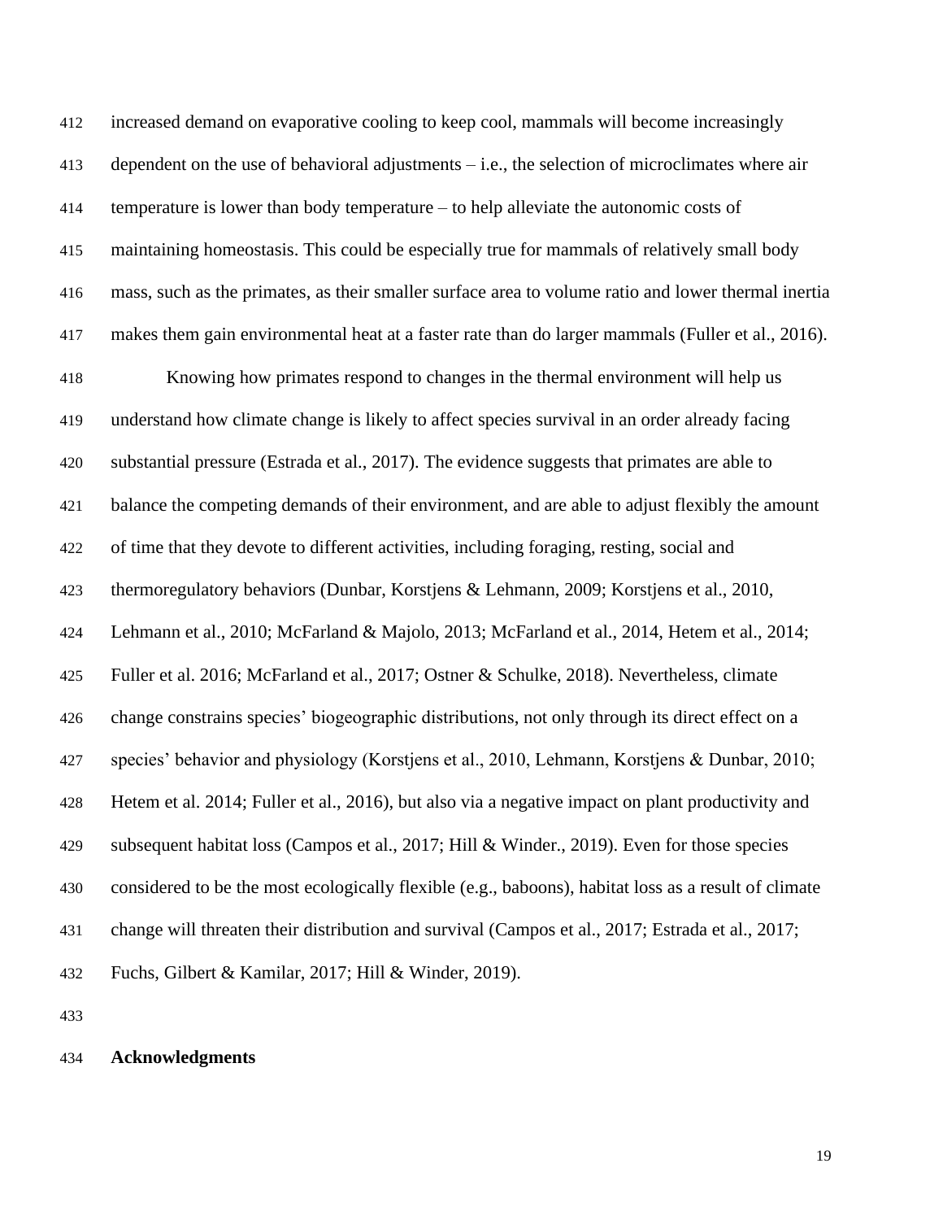increased demand on evaporative cooling to keep cool, mammals will become increasingly dependent on the use of behavioral adjustments – i.e., the selection of microclimates where air temperature is lower than body temperature – to help alleviate the autonomic costs of maintaining homeostasis. This could be especially true for mammals of relatively small body mass, such as the primates, as their smaller surface area to volume ratio and lower thermal inertia makes them gain environmental heat at a faster rate than do larger mammals (Fuller et al., 2016).

Knowing how primates respond to changes in the thermal environment will help us understand how climate change is likely to affect species survival in an order already facing substantial pressure (Estrada et al., 2017). The evidence suggests that primates are able to balance the competing demands of their environment, and are able to adjust flexibly the amount of time that they devote to different activities, including foraging, resting, social and thermoregulatory behaviors (Dunbar, Korstjens & Lehmann, 2009; Korstjens et al., 2010, Lehmann et al., 2010; McFarland & Majolo, 2013; McFarland et al., 2014, Hetem et al., 2014; Fuller et al. 2016; McFarland et al., 2017; Ostner & Schulke, 2018). Nevertheless, climate change constrains species' biogeographic distributions, not only through its direct effect on a species' behavior and physiology (Korstjens et al., 2010, Lehmann, Korstjens & Dunbar, 2010; Hetem et al. 2014; Fuller et al., 2016), but also via a negative impact on plant productivity and subsequent habitat loss (Campos et al., 2017; Hill & Winder., 2019). Even for those species considered to be the most ecologically flexible (e.g., baboons), habitat loss as a result of climate change will threaten their distribution and survival (Campos et al., 2017; Estrada et al., 2017; Fuchs, Gilbert & Kamilar, 2017; Hill & Winder, 2019).

**Acknowledgments**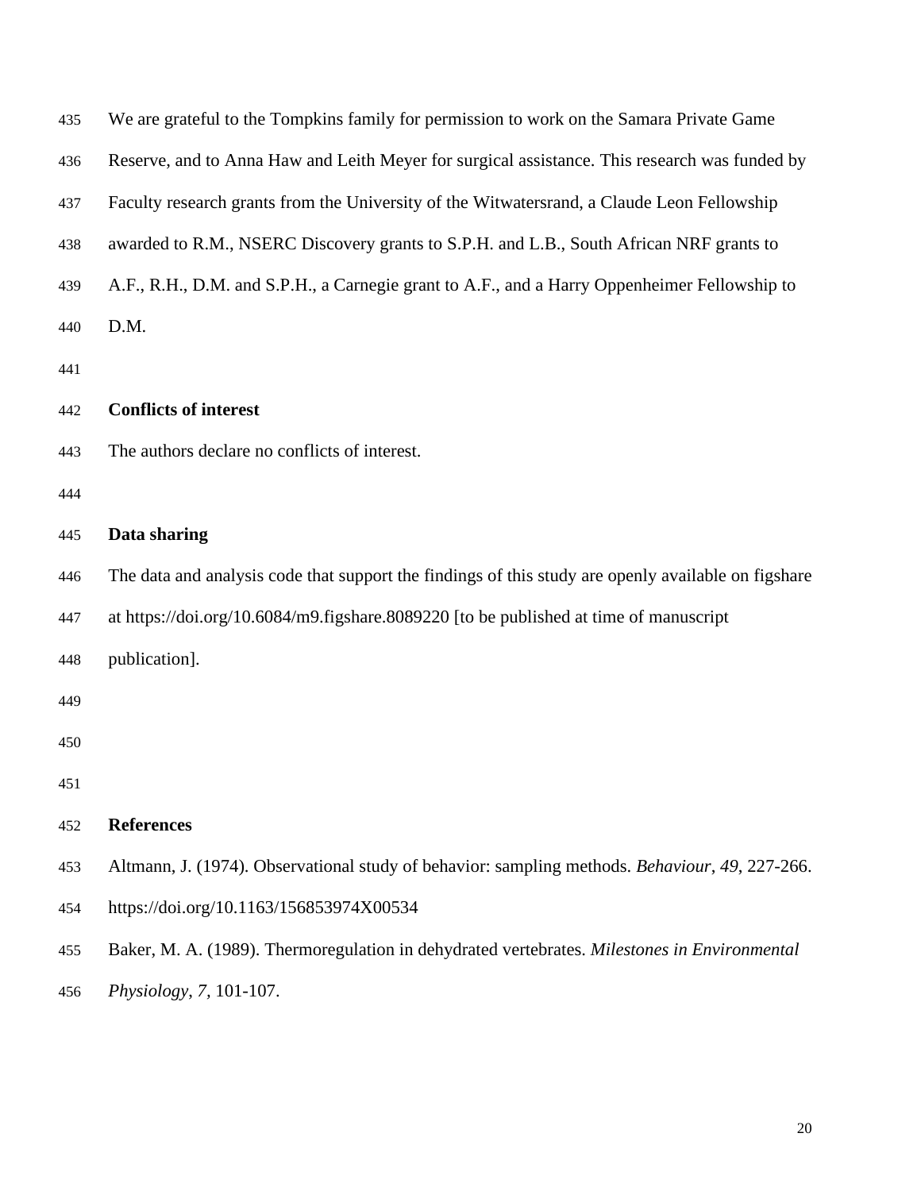We are grateful to the Tompkins family for permission to work on the Samara Private Game Reserve, and to Anna Haw and Leith Meyer for surgical assistance. This research was funded by Faculty research grants from the University of the Witwatersrand, a Claude Leon Fellowship awarded to R.M., NSERC Discovery grants to S.P.H. and L.B., South African NRF grants to A.F., R.H., D.M. and S.P.H., a Carnegie grant to A.F., and a Harry Oppenheimer Fellowship to D.M.

## Conflicts of interest

The authors declare no conflicts of interest.

## Data sharing

The data and analysis code that support the findings of this study are openly available on figshare at https://doi.org/10.6084/m9.figshare.8089220 [to be published at time of manuscript publication].

## References

Altmann, J. (1974). Observational study of behavior: sampling methods. *Behaviour*, *49*, 227-266. https://doi.org/10.1163/156853974X00534

Baker, M. A. (1989). Thermoregulation in dehydrated vertebrates. *Milestones in Environmental Physiology*, *7*, 101-107.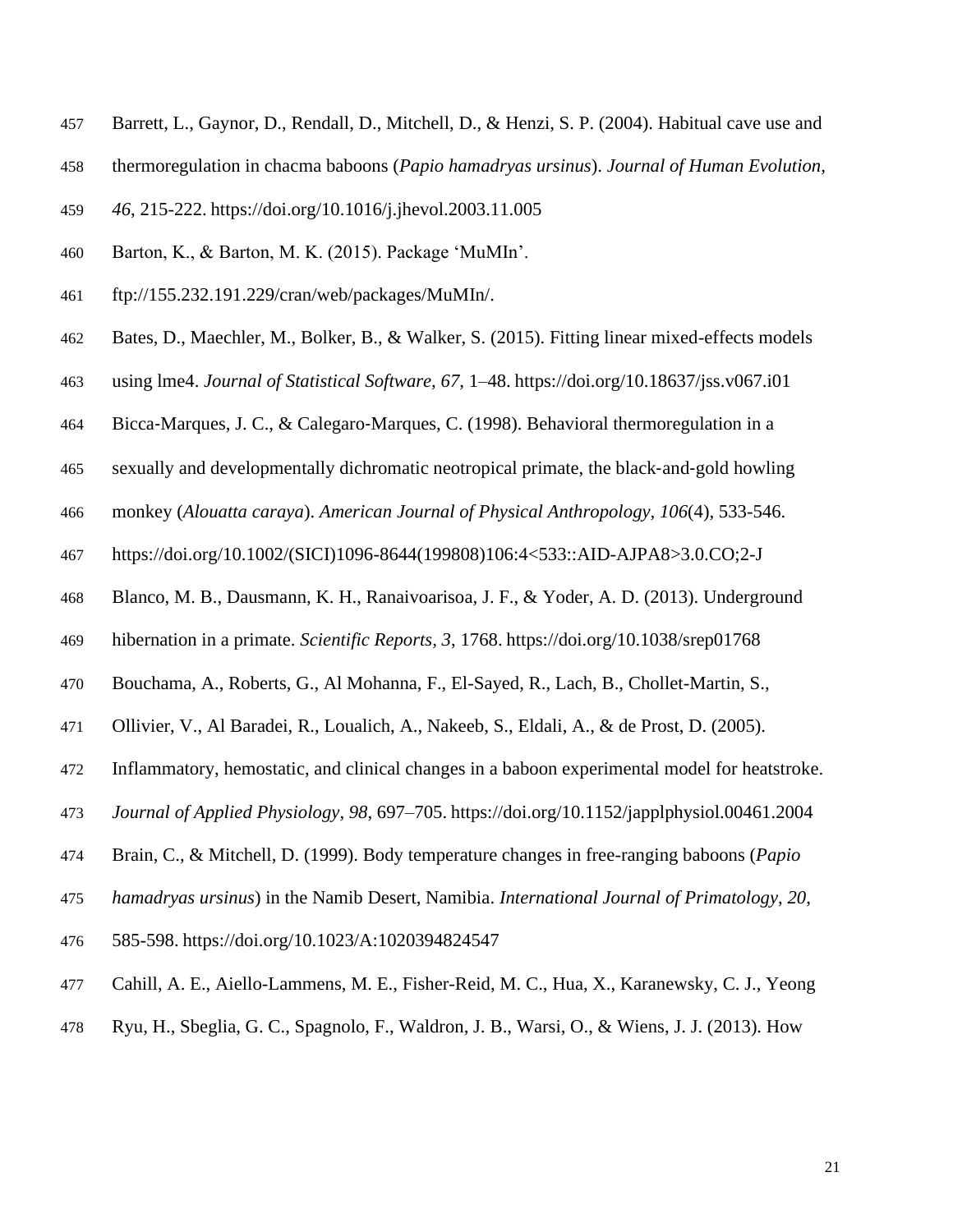Barrett, L., Gaynor, D., Rendall, D., Mitchell, D., & Henzi, S. P. (2004). Habitual cave use and thermoregulation in chacma baboons (*Papio hamadryas ursinus*). *Journal of Human Evolution*, *46*, 215-222. https://doi.org/10.1016/j.jhevol.2003.11.005

Barton, K., & Barton, M. K. (2015). Package 'MuMIn'. ftp://155.232.191.229/cran/web/packages/MuMIn/.

Bates, D., Maechler, M., Bolker, B., & Walker, S. (2015). Fitting linear mixed-effects models using lme4. *Journal of Statistical Software, 67*, 1–48. https://doi.org/10.18637/jss.v067.i01

Bicca-Marques, J. C., & Calegaro-Marques, C. (1998). Behavioral thermoregulation in a sexually and developmentally dichromatic neotropical primate, the black-and-gold howling monkey (*Alouatta caraya*). *American Journal of Physical Anthropology*, *106*(4), 533-546. https://doi.org/10.1002/(SICI)1096-8644(199808)106:4<533::AID-AJPA8>3.0.CO;2-J

Blanco, M. B., Dausmann, K. H., Ranaivoarisoa, J. F., & Yoder, A. D. (2013). Underground hibernation in a primate. *Scientific Reports*, *3*, 1768. https://doi.org/10.1038/srep01768

Bouchama, A., Roberts, G., Al Mohanna, F., El-Sayed, R., Lach, B., Chollet-Martin, S., Ollivier, V., Al Baradei, R., Loualich, A., Nakeeb, S., Eldali, A., & de Prost, D. (2005). Inflammatory, hemostatic, and clinical changes in a baboon experimental model for heatstroke. *Journal of Applied Physiology*, *98*, 697–705. https://doi.org/10.1152/japplphysiol.00461.2004

Brain, C., & Mitchell, D. (1999). Body temperature changes in free-ranging baboons (*Papio hamadryas ursinus*) in the Namib Desert, Namibia. *International Journal of Primatology*, *20*, 585-598. https://doi.org/10.1023/A:1020394824547

Cahill, A. E., Aiello-Lammens, M. E., Fisher-Reid, M. C., Hua, X., Karanewsky, C. J., Yeong Ryu, H., Sbeglia, G. C., Spagnolo, F., Waldron, J. B., Warsi, O., & Wiens, J. J. (2013). How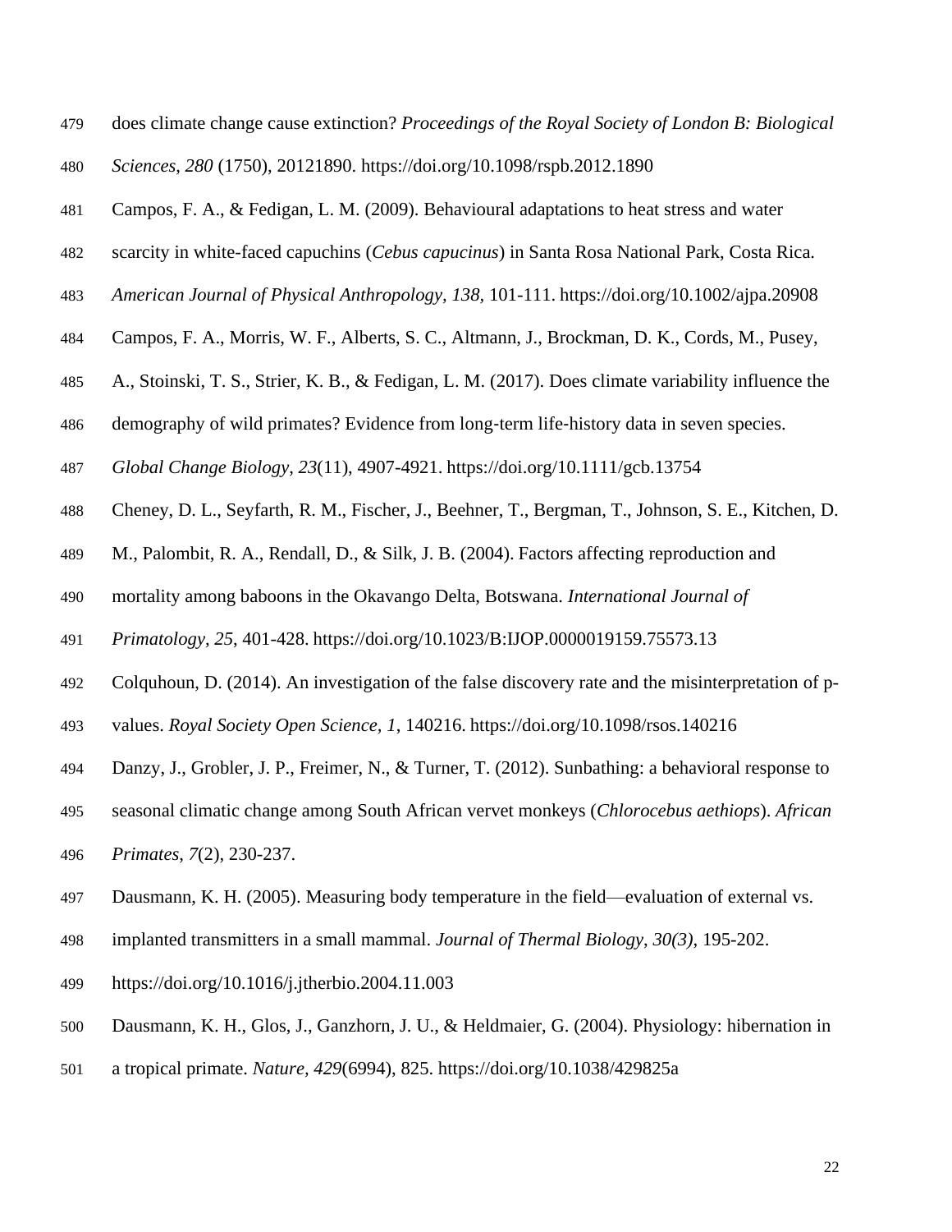does climate change cause extinction? *Proceedings of the Royal Society of London B: Biological Sciences*, *280* (1750), 20121890. https://doi.org/10.1098/rspb.2012.1890

Campos, F. A., & Fedigan, L. M. (2009). Behavioural adaptations to heat stress and water scarcity in white-faced capuchins (*Cebus capucinus*) in Santa Rosa National Park, Costa Rica. *American Journal of Physical Anthropology, 138,* 101-111. https://doi.org/10.1002/ajpa.20908

Campos, F. A., Morris, W. F., Alberts, S. C., Altmann, J., Brockman, D. K., Cords, M., Pusey, A., Stoinski, T. S., Strier, K. B., & Fedigan, L. M. (2017). Does climate variability influence the demography of wild primates? Evidence from long-term life-history data in seven species. *Global Change Biology*, *23*(11), 4907-4921. https://doi.org/10.1111/gcb.13754

Cheney, D. L., Seyfarth, R. M., Fischer, J., Beehner, T., Bergman, T., Johnson, S. E., Kitchen, D. M., Palombit, R. A., Rendall, D., & Silk, J. B. (2004). Factors affecting reproduction and mortality among baboons in the Okavango Delta, Botswana. *International Journal of Primatology*, *25*, 401-428. https://doi.org/10.1023/B:IJOP.0000019159.75573.13

Colquhoun, D. (2014). An investigation of the false discovery rate and the misinterpretation of p-values. *Royal Society Open Science, 1*, 140216. https://doi.org/10.1098/rsos.140216

Danzy, J., Grobler, J. P., Freimer, N., & Turner, T. (2012). Sunbathing: a behavioral response to seasonal climatic change among South African vervet monkeys (*Chlorocebus aethiops*). *African Primates*, *7*(2), 230-237.

Dausmann, K. H. (2005). Measuring body temperature in the field—evaluation of external vs. implanted transmitters in a small mammal. *Journal of Thermal Biology*, *30(3)*, 195-202. https://doi.org/10.1016/j.jtherbio.2004.11.003

Dausmann, K. H., Glos, J., Ganzhorn, J. U., & Heldmaier, G. (2004). Physiology: hibernation in a tropical primate. *Nature, 429*(6994), 825. https://doi.org/10.1038/429825a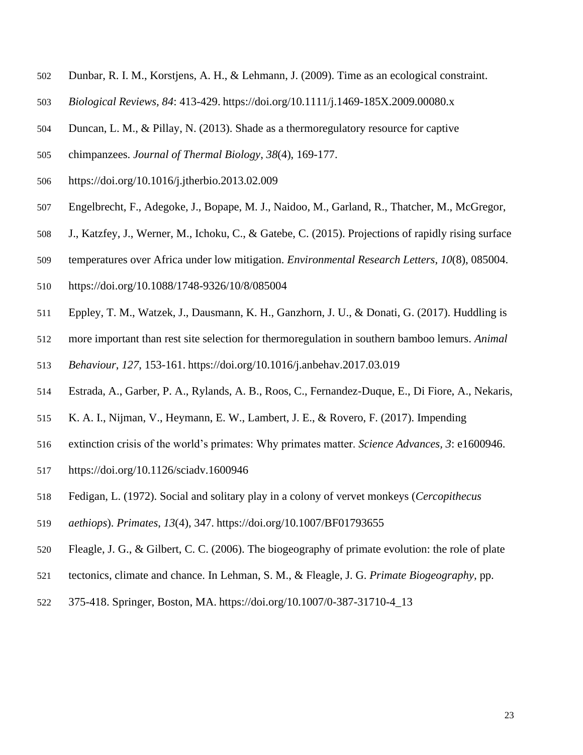Dunbar, R. I. M., Korstjens, A. H., & Lehmann, J. (2009). Time as an ecological constraint. *Biological Reviews, 84*: 413-429. https://doi.org/10.1111/j.1469-185X.2009.00080.x

Duncan, L. M., & Pillay, N. (2013). Shade as a thermoregulatory resource for captive chimpanzees. *Journal of Thermal Biology*, *38*(4), 169-177. https://doi.org/10.1016/j.jtherbio.2013.02.009

Engelbrecht, F., Adegoke, J., Bopape, M. J., Naidoo, M., Garland, R., Thatcher, M., McGregor, J., Katzfey, J., Werner, M., Ichoku, C., & Gatebe, C. (2015). Projections of rapidly rising surface temperatures over Africa under low mitigation. *Environmental Research Letters*, *10*(8), 085004. https://doi.org/10.1088/1748-9326/10/8/085004

Eppley, T. M., Watzek, J., Dausmann, K. H., Ganzhorn, J. U., & Donati, G. (2017). Huddling is more important than rest site selection for thermoregulation in southern bamboo lemurs. *Animal Behaviour*, *127*, 153-161. https://doi.org/10.1016/j.anbehav.2017.03.019

Estrada, A., Garber, P. A., Rylands, A. B., Roos, C., Fernandez-Duque, E., Di Fiore, A., Nekaris, K. A. I., Nijman, V., Heymann, E. W., Lambert, J. E., & Rovero, F. (2017). Impending extinction crisis of the world's primates: Why primates matter. *Science Advances, 3*: e1600946. https://doi.org/10.1126/sciadv.1600946

Fedigan, L. (1972). Social and solitary play in a colony of vervet monkeys (*Cercopithecus aethiops*). *Primates*, *13*(4), 347. https://doi.org/10.1007/BF01793655

Fleagle, J. G., & Gilbert, C. C. (2006). The biogeography of primate evolution: the role of plate tectonics, climate and chance. In Lehman, S. M., & Fleagle, J. G. *Primate Biogeography,* pp. 375-418. Springer, Boston, MA. https://doi.org/10.1007/0-387-31710-4_13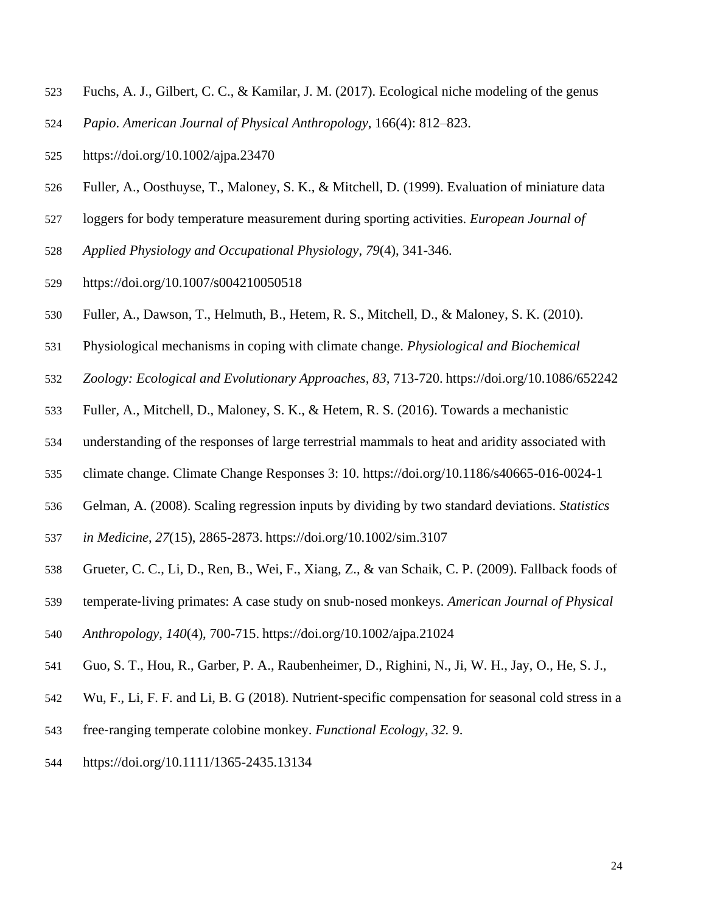Fuchs, A. J., Gilbert, C. C., & Kamilar, J. M. (2017). Ecological niche modeling of the genus *Papio*. *American Journal of Physical Anthropology*, 166(4): 812–823. https://doi.org/10.1002/ajpa.23470

Fuller, A., Oosthuyse, T., Maloney, S. K., & Mitchell, D. (1999). Evaluation of miniature data loggers for body temperature measurement during sporting activities. *European Journal of Applied Physiology and Occupational Physiology*, *79*(4), 341-346. https://doi.org/10.1007/s004210050518

Fuller, A., Dawson, T., Helmuth, B., Hetem, R. S., Mitchell, D., & Maloney, S. K. (2010). Physiological mechanisms in coping with climate change. *Physiological and Biochemical Zoology: Ecological and Evolutionary Approaches, 83*, 713-720. https://doi.org/10.1086/652242

Fuller, A., Mitchell, D., Maloney, S. K., & Hetem, R. S. (2016). Towards a mechanistic understanding of the responses of large terrestrial mammals to heat and aridity associated with climate change. Climate Change Responses 3: 10. https://doi.org/10.1186/s40665-016-0024-1

Gelman, A. (2008). Scaling regression inputs by dividing by two standard deviations. *Statistics in Medicine*, *27*(15), 2865-2873. https://doi.org/10.1002/sim.3107

Grueter, C. C., Li, D., Ren, B., Wei, F., Xiang, Z., & van Schaik, C. P. (2009). Fallback foods of temperate-living primates: A case study on snub-nosed monkeys. *American Journal of Physical Anthropology*, *140*(4), 700-715. https://doi.org/10.1002/ajpa.21024

Guo, S. T., Hou, R., Garber, P. A., Raubenheimer, D., Righini, N., Ji, W. H., Jay, O., He, S. J., Wu, F., Li, F. F. and Li, B. G (2018). Nutrient-specific compensation for seasonal cold stress in a free-ranging temperate colobine monkey. *Functional Ecology, 32.* 9. https://doi.org/10.1111/1365-2435.13134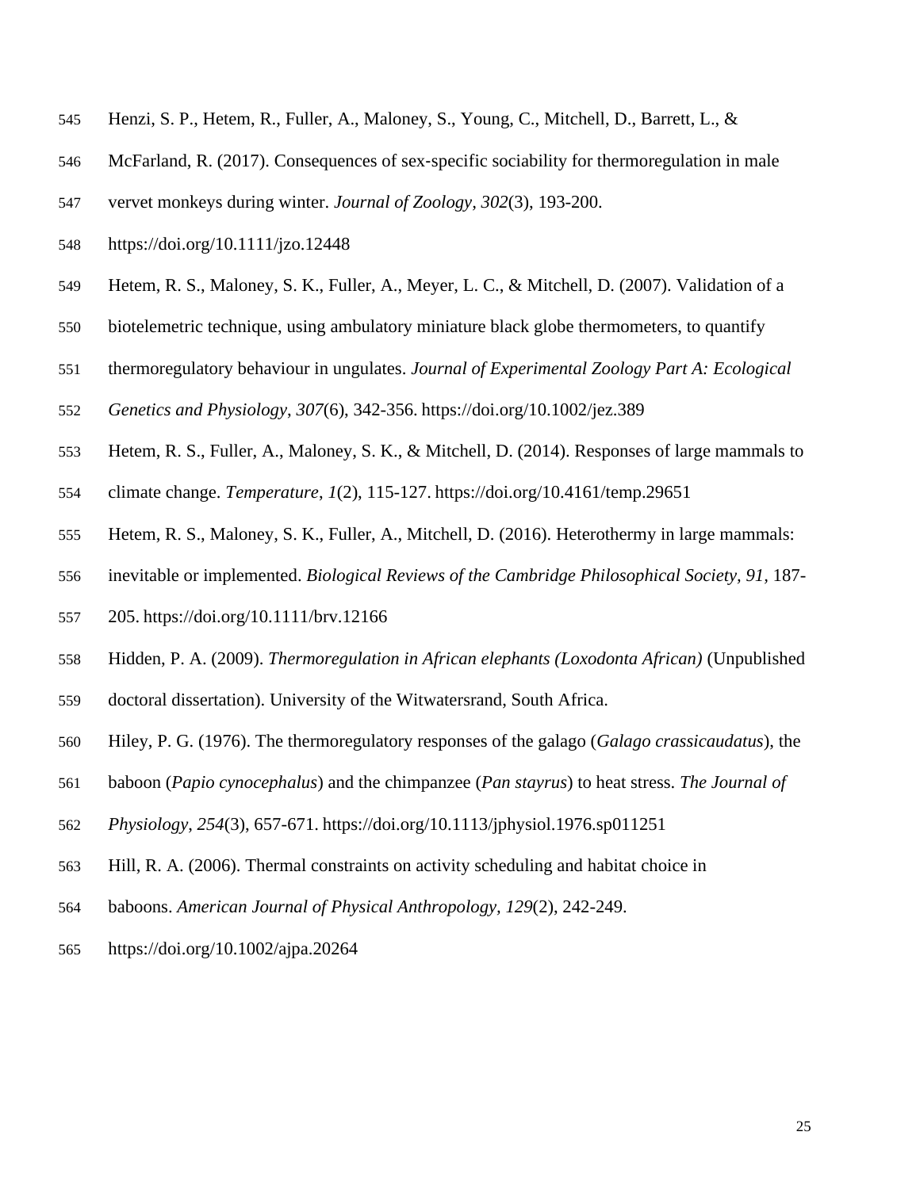Henzi, S. P., Hetem, R., Fuller, A., Maloney, S., Young, C., Mitchell, D., Barrett, L., & McFarland, R. (2017). Consequences of sex-specific sociability for thermoregulation in male vervet monkeys during winter. *Journal of Zoology, 302*(3), 193-200. https://doi.org/10.1111/jzo.12448

Hetem, R. S., Maloney, S. K., Fuller, A., Meyer, L. C., & Mitchell, D. (2007). Validation of a biotelemetric technique, using ambulatory miniature black globe thermometers, to quantify thermoregulatory behaviour in ungulates. *Journal of Experimental Zoology Part A: Ecological Genetics and Physiology*, *307*(6), 342-356. https://doi.org/10.1002/jez.389

Hetem, R. S., Fuller, A., Maloney, S. K., & Mitchell, D. (2014). Responses of large mammals to climate change. *Temperature*, *1*(2), 115-127. https://doi.org/10.4161/temp.29651

Hetem, R. S., Maloney, S. K., Fuller, A., Mitchell, D. (2016). Heterothermy in large mammals: inevitable or implemented. *Biological Reviews of the Cambridge Philosophical Society, 91,* 187-205. https://doi.org/10.1111/brv.12166

Hidden, P. A. (2009). *Thermoregulation in African elephants (Loxodonta African)* (Unpublished doctoral dissertation). University of the Witwatersrand, South Africa.

Hiley, P. G. (1976). The thermoregulatory responses of the galago (*Galago crassicaudatus*), the baboon (*Papio cynocephalus*) and the chimpanzee (*Pan stayrus*) to heat stress. *The Journal of Physiology*, *254*(3), 657-671. https://doi.org/10.1113/jphysiol.1976.sp011251

Hill, R. A. (2006). Thermal constraints on activity scheduling and habitat choice in baboons. *American Journal of Physical Anthropology, 129*(2), 242-249. https://doi.org/10.1002/ajpa.20264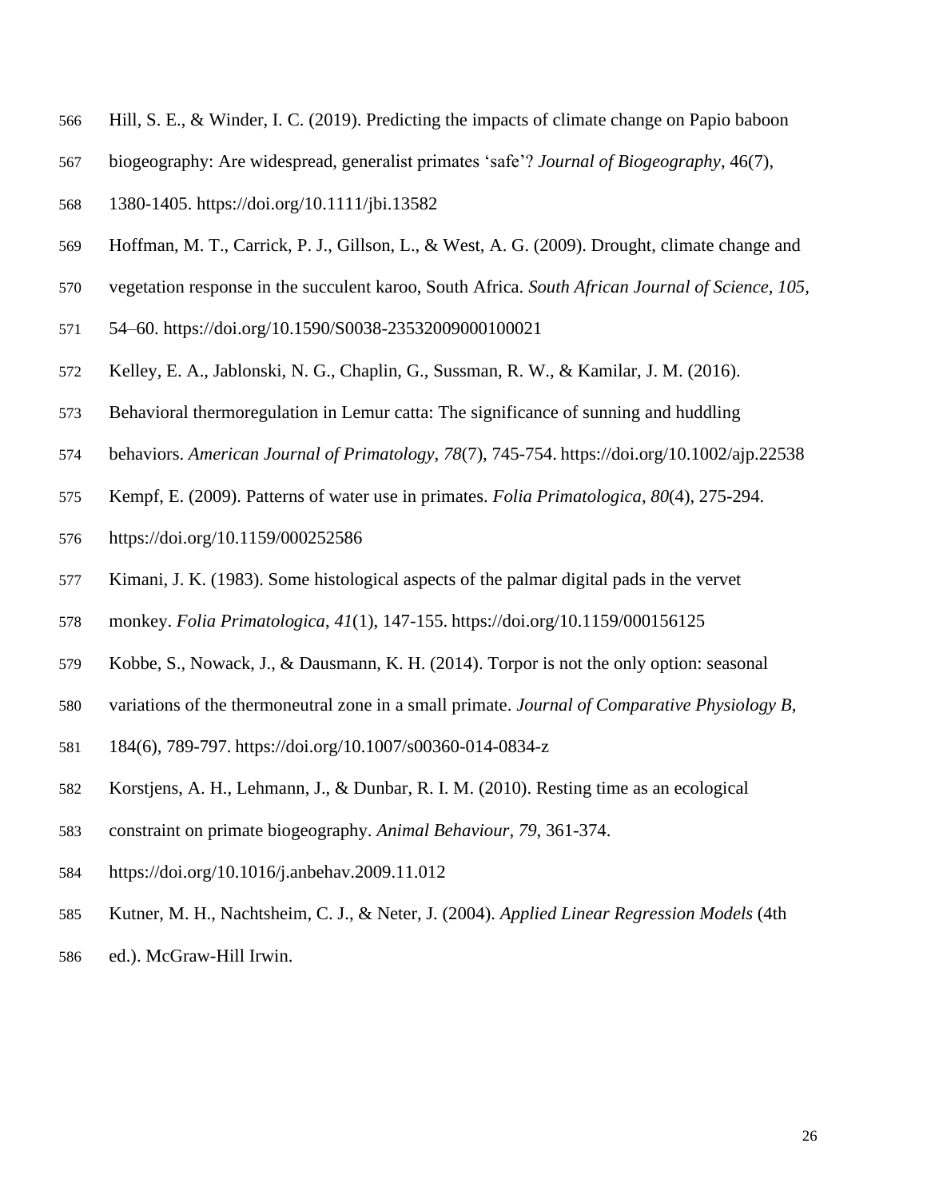Hill, S. E., & Winder, I. C. (2019). Predicting the impacts of climate change on Papio baboon biogeography: Are widespread, generalist primates 'safe'? *Journal of Biogeography*, 46(7), 1380-1405. https://doi.org/10.1111/jbi.13582

Hoffman, M. T., Carrick, P. J., Gillson, L., & West, A. G. (2009). Drought, climate change and vegetation response in the succulent karoo, South Africa. *South African Journal of Science, 105*, 54–60. https://doi.org/10.1590/S0038-23532009000100021

Kelley, E. A., Jablonski, N. G., Chaplin, G., Sussman, R. W., & Kamilar, J. M. (2016). Behavioral thermoregulation in Lemur catta: The significance of sunning and huddling behaviors. *American Journal of Primatology*, *78*(7), 745-754. https://doi.org/10.1002/ajp.22538

Kempf, E. (2009). Patterns of water use in primates. *Folia Primatologica*, *80*(4), 275-294. https://doi.org/10.1159/000252586

Kimani, J. K. (1983). Some histological aspects of the palmar digital pads in the vervet monkey. *Folia Primatologica*, *41*(1), 147-155. https://doi.org/10.1159/000156125

Kobbe, S., Nowack, J., & Dausmann, K. H. (2014). Torpor is not the only option: seasonal variations of the thermoneutral zone in a small primate. *Journal of Comparative Physiology B*, 184(6), 789-797. https://doi.org/10.1007/s00360-014-0834-z

Korstjens, A. H., Lehmann, J., & Dunbar, R. I. M. (2010). Resting time as an ecological constraint on primate biogeography. *Animal Behaviour*, *79*, 361-374. https://doi.org/10.1016/j.anbehav.2009.11.012

Kutner, M. H., Nachtsheim, C. J., & Neter, J. (2004). *Applied Linear Regression Models* (4th ed.). McGraw-Hill Irwin.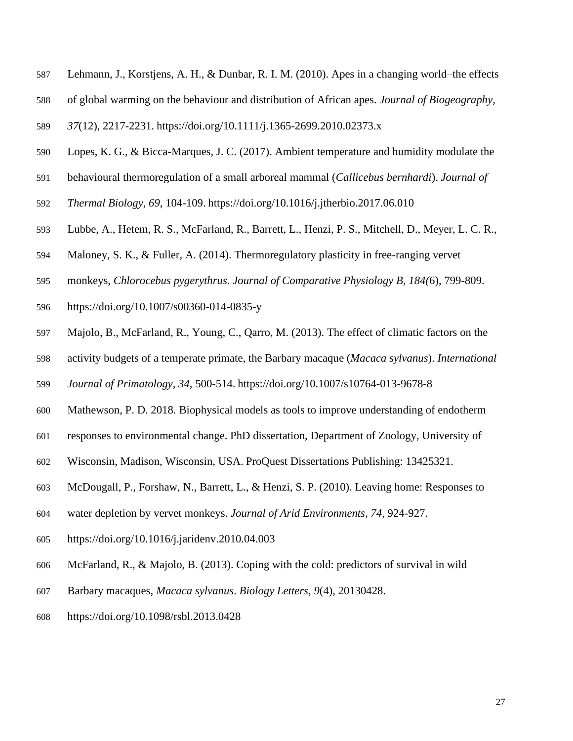Lehmann, J., Korstjens, A. H., & Dunbar, R. I. M. (2010). Apes in a changing world–the effects of global warming on the behaviour and distribution of African apes. *Journal of Biogeography*, *37*(12), 2217-2231. https://doi.org/10.1111/j.1365-2699.2010.02373.x

Lopes, K. G., & Bicca-Marques, J. C. (2017). Ambient temperature and humidity modulate the behavioural thermoregulation of a small arboreal mammal (*Callicebus bernhardi*). *Journal of Thermal Biology*, *69*, 104-109. https://doi.org/10.1016/j.jtherbio.2017.06.010

Lubbe, A., Hetem, R. S., McFarland, R., Barrett, L., Henzi, P. S., Mitchell, D., Meyer, L. C. R., Maloney, S. K., & Fuller, A. (2014). Thermoregulatory plasticity in free-ranging vervet monkeys, *Chlorocebus pygerythrus*. *Journal of Comparative Physiology B, 184(*6), 799-809. https://doi.org/10.1007/s00360-014-0835-y

Majolo, B., McFarland, R., Young, C., Qarro, M. (2013). The effect of climatic factors on the activity budgets of a temperate primate, the Barbary macaque (*Macaca sylvanus*). *International Journal of Primatology*, *34,* 500-514. https://doi.org/10.1007/s10764-013-9678-8

Mathewson, P. D. 2018. Biophysical models as tools to improve understanding of endotherm responses to environmental change. PhD dissertation, Department of Zoology, University of Wisconsin, Madison, Wisconsin, USA. ProQuest Dissertations Publishing: 13425321.

McDougall, P., Forshaw, N., Barrett, L., & Henzi, S. P. (2010). Leaving home: Responses to water depletion by vervet monkeys. *Journal of Arid Environments*, *74*, 924-927. https://doi.org/10.1016/j.jaridenv.2010.04.003

McFarland, R., & Majolo, B. (2013). Coping with the cold: predictors of survival in wild Barbary macaques, *Macaca sylvanus*. *Biology Letters*, *9*(4), 20130428. https://doi.org/10.1098/rsbl.2013.0428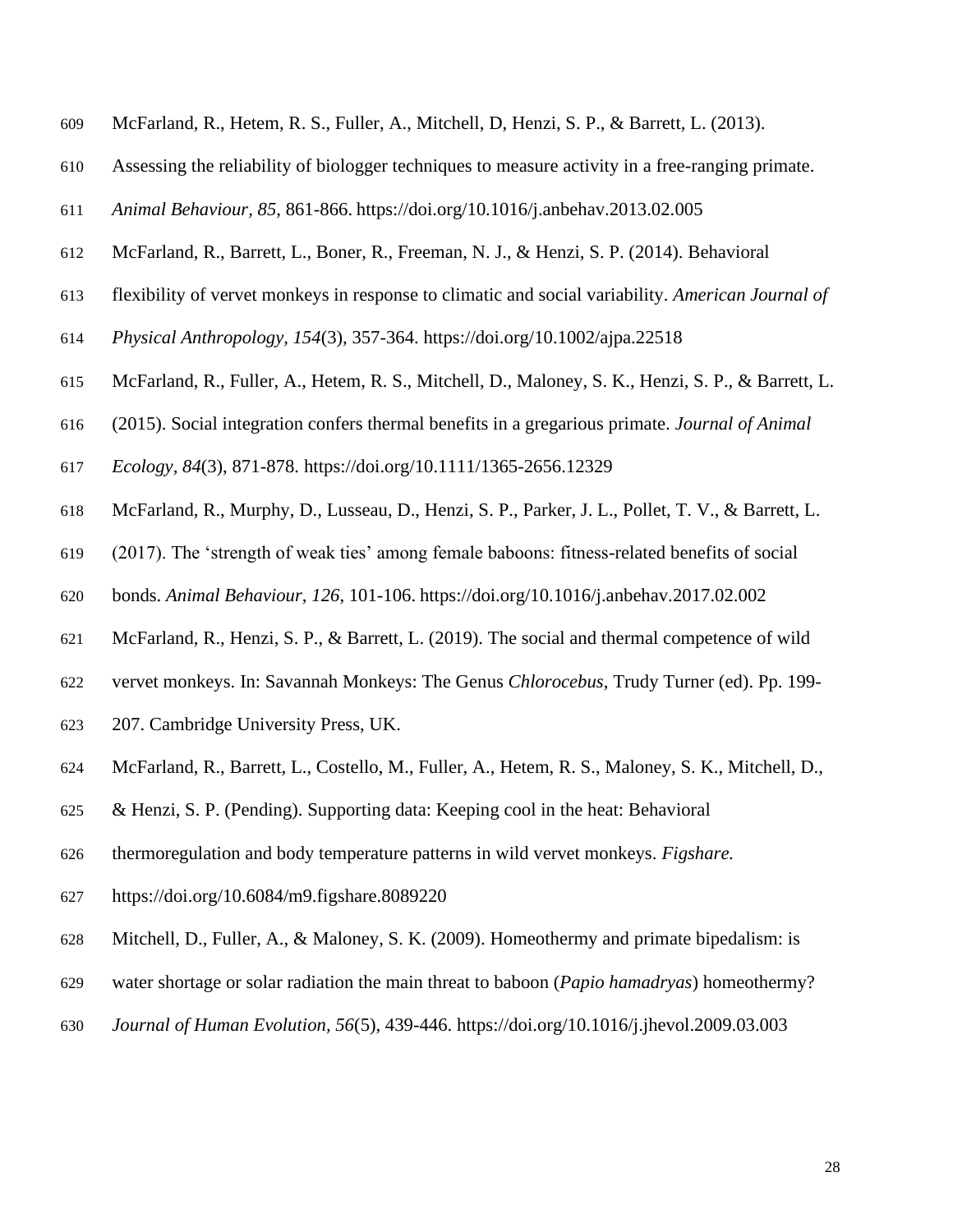McFarland, R., Hetem, R. S., Fuller, A., Mitchell, D, Henzi, S. P., & Barrett, L. (2013). Assessing the reliability of biologger techniques to measure activity in a free-ranging primate. *Animal Behaviour, 85*, 861-866. https://doi.org/10.1016/j.anbehav.2013.02.005

McFarland, R., Barrett, L., Boner, R., Freeman, N. J., & Henzi, S. P. (2014). Behavioral flexibility of vervet monkeys in response to climatic and social variability. *American Journal of Physical Anthropology, 154*(3), 357-364. https://doi.org/10.1002/ajpa.22518

McFarland, R., Fuller, A., Hetem, R. S., Mitchell, D., Maloney, S. K., Henzi, S. P., & Barrett, L. (2015). Social integration confers thermal benefits in a gregarious primate. *Journal of Animal Ecology, 84*(3), 871-878. https://doi.org/10.1111/1365-2656.12329

McFarland, R., Murphy, D., Lusseau, D., Henzi, S. P., Parker, J. L., Pollet, T. V., & Barrett, L. (2017). The 'strength of weak ties' among female baboons: fitness-related benefits of social bonds. *Animal Behaviour*, *126*, 101-106. https://doi.org/10.1016/j.anbehav.2017.02.002

McFarland, R., Henzi, S. P., & Barrett, L. (2019). The social and thermal competence of wild vervet monkeys. In: Savannah Monkeys: The Genus *Chlorocebus*, Trudy Turner (ed). Pp. 199-207. Cambridge University Press, UK.

McFarland, R., Barrett, L., Costello, M., Fuller, A., Hetem, R. S., Maloney, S. K., Mitchell, D., & Henzi, S. P. (Pending). Supporting data: Keeping cool in the heat: Behavioral thermoregulation and body temperature patterns in wild vervet monkeys. *Figshare.* https://doi.org/10.6084/m9.figshare.8089220

Mitchell, D., Fuller, A., & Maloney, S. K. (2009). Homeothermy and primate bipedalism: is water shortage or solar radiation the main threat to baboon (*Papio hamadryas*) homeothermy? *Journal of Human Evolution, 56*(5), 439-446. https://doi.org/10.1016/j.jhevol.2009.03.003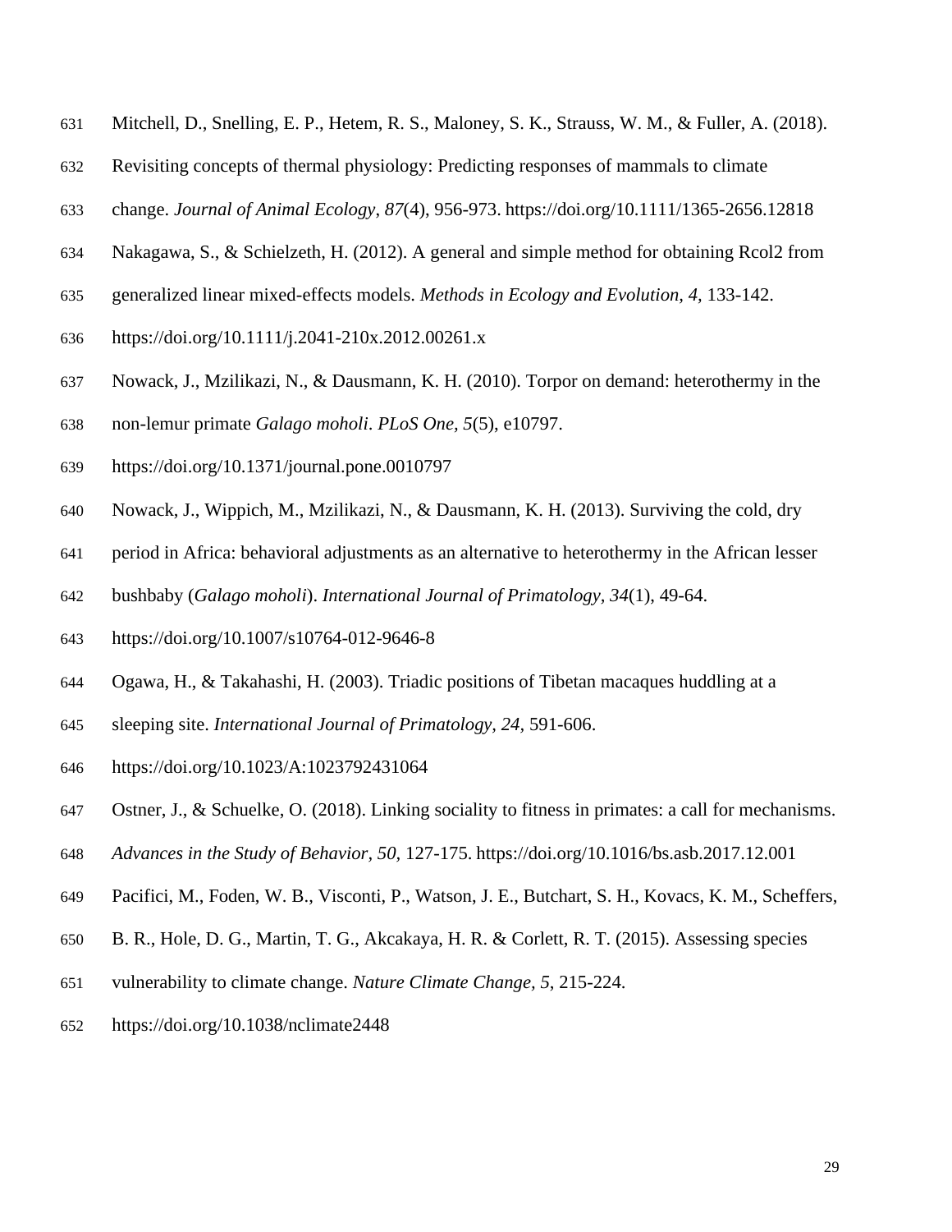Mitchell, D., Snelling, E. P., Hetem, R. S., Maloney, S. K., Strauss, W. M., & Fuller, A. (2018). Revisiting concepts of thermal physiology: Predicting responses of mammals to climate change. *Journal of Animal Ecology, 87*(4), 956-973. https://doi.org/10.1111/1365-2656.12818

Nakagawa, S., & Schielzeth, H. (2012). A general and simple method for obtaining Rcol2 from generalized linear mixed-effects models. *Methods in Ecology and Evolution, 4,* 133-142. https://doi.org/10.1111/j.2041-210x.2012.00261.x

Nowack, J., Mzilikazi, N., & Dausmann, K. H. (2010). Torpor on demand: heterothermy in the non-lemur primate *Galago moholi*. *PLoS One, 5*(5), e10797. https://doi.org/10.1371/journal.pone.0010797

Nowack, J., Wippich, M., Mzilikazi, N., & Dausmann, K. H. (2013). Surviving the cold, dry period in Africa: behavioral adjustments as an alternative to heterothermy in the African lesser bushbaby (*Galago moholi*). *International Journal of Primatology, 34*(1), 49-64. https://doi.org/10.1007/s10764-012-9646-8

Ogawa, H., & Takahashi, H. (2003). Triadic positions of Tibetan macaques huddling at a sleeping site. *International Journal of Primatology, 24,* 591-606. https://doi.org/10.1023/A:1023792431064

Ostner, J., & Schuelke, O. (2018). Linking sociality to fitness in primates: a call for mechanisms. *Advances in the Study of Behavior, 50,* 127-175. https://doi.org/10.1016/bs.asb.2017.12.001

Pacifici, M., Foden, W. B., Visconti, P., Watson, J. E., Butchart, S. H., Kovacs, K. M., Scheffers, B. R., Hole, D. G., Martin, T. G., Akcakaya, H. R. & Corlett, R. T. (2015). Assessing species vulnerability to climate change. *Nature Climate Change, 5,* 215-224. https://doi.org/10.1038/nclimate2448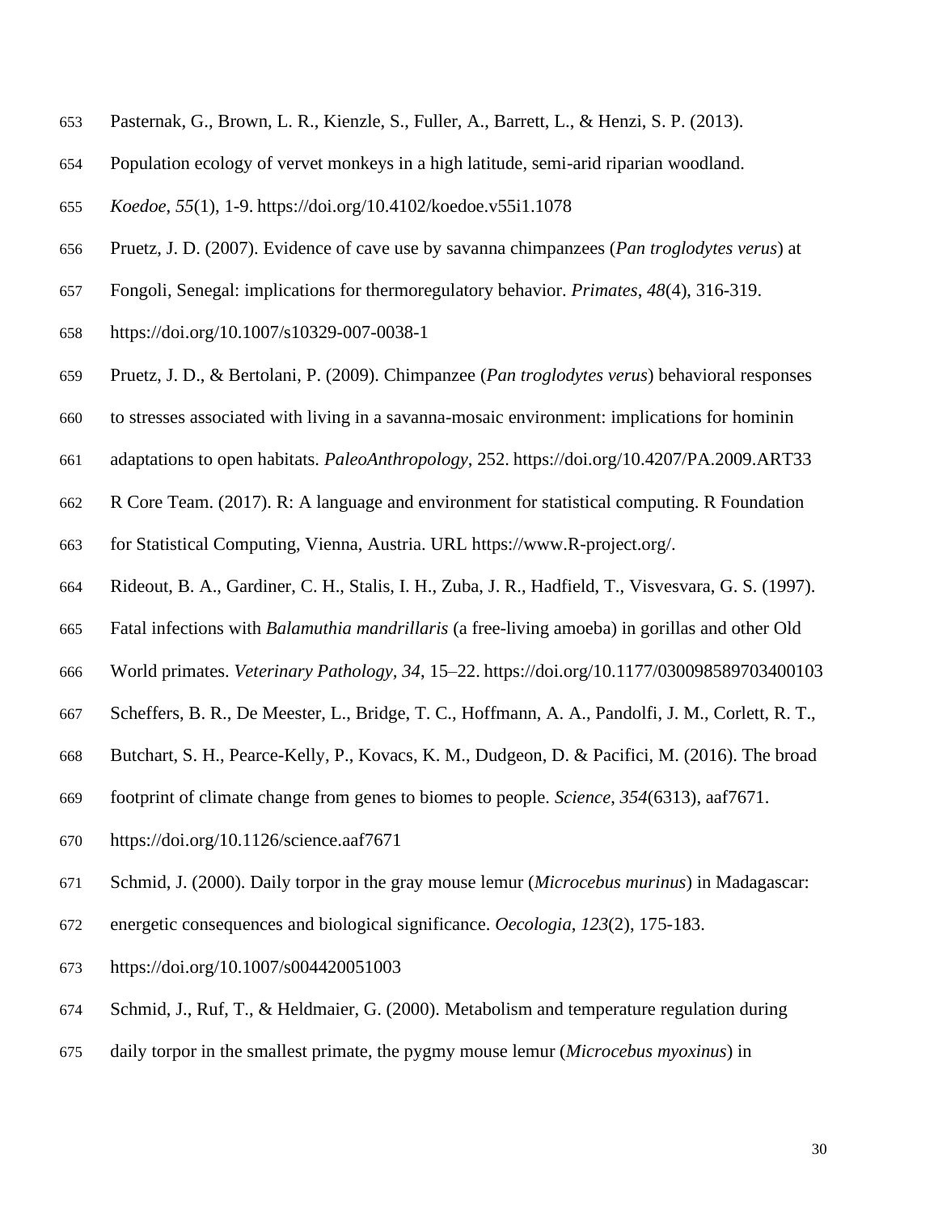Pasternak, G., Brown, L. R., Kienzle, S., Fuller, A., Barrett, L., & Henzi, S. P. (2013). Population ecology of vervet monkeys in a high latitude, semi-arid riparian woodland. *Koedoe*, *55*(1), 1-9. https://doi.org/10.4102/koedoe.v55i1.1078

Pruetz, J. D. (2007). Evidence of cave use by savanna chimpanzees (*Pan troglodytes verus*) at Fongoli, Senegal: implications for thermoregulatory behavior. *Primates*, *48*(4), 316-319. https://doi.org/10.1007/s10329-007-0038-1

Pruetz, J. D., & Bertolani, P. (2009). Chimpanzee (*Pan troglodytes verus*) behavioral responses to stresses associated with living in a savanna-mosaic environment: implications for hominin adaptations to open habitats. *PaleoAnthropology*, 252. https://doi.org/10.4207/PA.2009.ART33

R Core Team. (2017). R: A language and environment for statistical computing. R Foundation for Statistical Computing, Vienna, Austria. URL https://www.R-project.org/.

Rideout, B. A., Gardiner, C. H., Stalis, I. H., Zuba, J. R., Hadfield, T., Visvesvara, G. S. (1997). Fatal infections with *Balamuthia mandrillaris* (a free-living amoeba) in gorillas and other Old World primates. *Veterinary Pathology*, *34*, 15–22. https://doi.org/10.1177/030098589703400103

Scheffers, B. R., De Meester, L., Bridge, T. C., Hoffmann, A. A., Pandolfi, J. M., Corlett, R. T., Butchart, S. H., Pearce-Kelly, P., Kovacs, K. M., Dudgeon, D. & Pacifici, M. (2016). The broad footprint of climate change from genes to biomes to people. *Science*, *354*(6313), aaf7671. https://doi.org/10.1126/science.aaf7671

Schmid, J. (2000). Daily torpor in the gray mouse lemur (*Microcebus murinus*) in Madagascar: energetic consequences and biological significance. *Oecologia*, *123*(2), 175-183. https://doi.org/10.1007/s004420051003

Schmid, J., Ruf, T., & Heldmaier, G. (2000). Metabolism and temperature regulation during daily torpor in the smallest primate, the pygmy mouse lemur (*Microcebus myoxinus*) in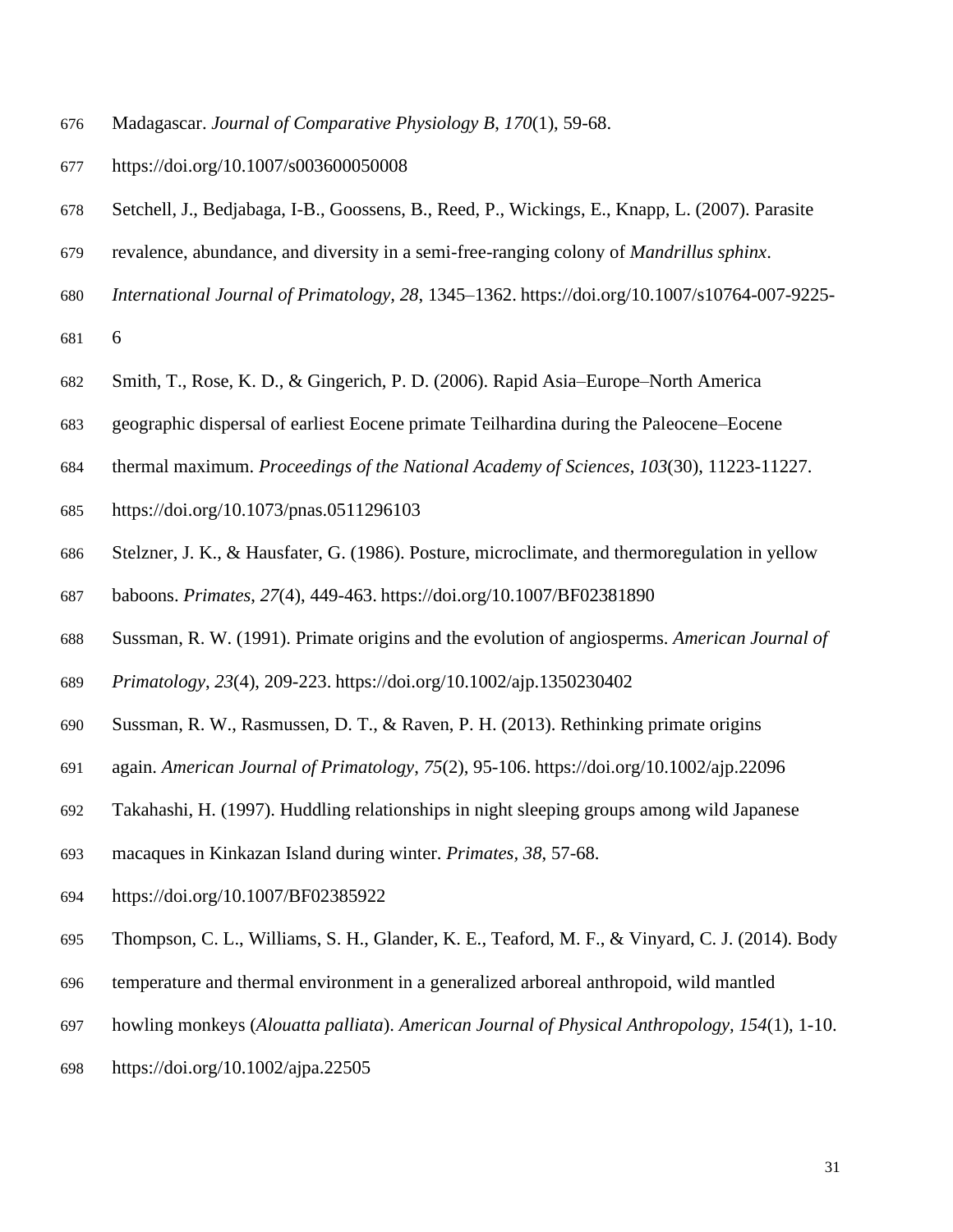Madagascar. *Journal of Comparative Physiology B*, *170*(1), 59-68. https://doi.org/10.1007/s003600050008

Setchell, J., Bedjabaga, I-B., Goossens, B., Reed, P., Wickings, E., Knapp, L. (2007). Parasite revalence, abundance, and diversity in a semi-free-ranging colony of *Mandrillus sphinx*. *International Journal of Primatology*, *28*, 1345–1362. https://doi.org/10.1007/s10764-007-9225-6

Smith, T., Rose, K. D., & Gingerich, P. D. (2006). Rapid Asia–Europe–North America geographic dispersal of earliest Eocene primate Teilhardina during the Paleocene–Eocene thermal maximum. *Proceedings of the National Academy of Sciences*, *103*(30), 11223-11227. https://doi.org/10.1073/pnas.0511296103

Stelzner, J. K., & Hausfater, G. (1986). Posture, microclimate, and thermoregulation in yellow baboons. *Primates*, *27*(4), 449-463. https://doi.org/10.1007/BF02381890

Sussman, R. W. (1991). Primate origins and the evolution of angiosperms. *American Journal of Primatology*, *23*(4), 209-223. https://doi.org/10.1002/ajp.1350230402

Sussman, R. W., Rasmussen, D. T., & Raven, P. H. (2013). Rethinking primate origins again. *American Journal of Primatology*, *75*(2), 95-106. https://doi.org/10.1002/ajp.22096

Takahashi, H. (1997). Huddling relationships in night sleeping groups among wild Japanese macaques in Kinkazan Island during winter. *Primates*, *38*, 57-68. https://doi.org/10.1007/BF02385922

Thompson, C. L., Williams, S. H., Glander, K. E., Teaford, M. F., & Vinyard, C. J. (2014). Body temperature and thermal environment in a generalized arboreal anthropoid, wild mantled howling monkeys (*Alouatta palliata*). *American Journal of Physical Anthropology*, *154*(1), 1-10. https://doi.org/10.1002/ajpa.22505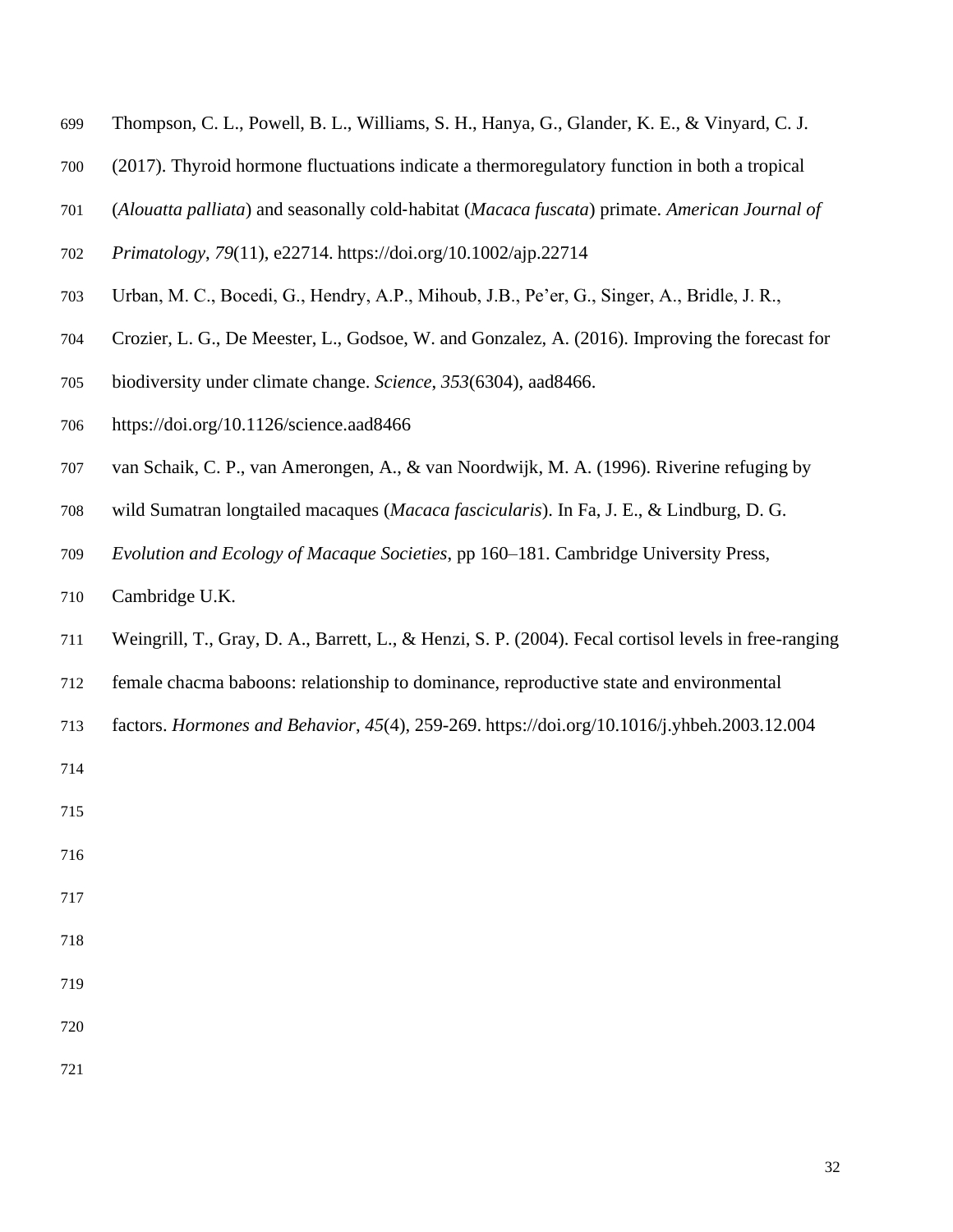Thompson, C. L., Powell, B. L., Williams, S. H., Hanya, G., Glander, K. E., & Vinyard, C. J. (2017). Thyroid hormone fluctuations indicate a thermoregulatory function in both a tropical (*Alouatta palliata*) and seasonally cold-habitat (*Macaca fuscata*) primate. *American Journal of Primatology*, *79*(11), e22714. https://doi.org/10.1002/ajp.22714

Urban, M. C., Bocedi, G., Hendry, A.P., Mihoub, J.B., Pe'er, G., Singer, A., Bridle, J. R., Crozier, L. G., De Meester, L., Godsoe, W. and Gonzalez, A. (2016). Improving the forecast for biodiversity under climate change. *Science*, *353*(6304), aad8466. https://doi.org/10.1126/science.aad8466

van Schaik, C. P., van Amerongen, A., & van Noordwijk, M. A. (1996). Riverine refuging by wild Sumatran longtailed macaques (*Macaca fascicularis*). In Fa, J. E., & Lindburg, D. G. *Evolution and Ecology of Macaque Societies*, pp 160–181. Cambridge University Press, Cambridge U.K.

Weingrill, T., Gray, D. A., Barrett, L., & Henzi, S. P. (2004). Fecal cortisol levels in free-ranging female chacma baboons: relationship to dominance, reproductive state and environmental factors. *Hormones and Behavior*, *45*(4), 259-269. https://doi.org/10.1016/j.yhbeh.2003.12.004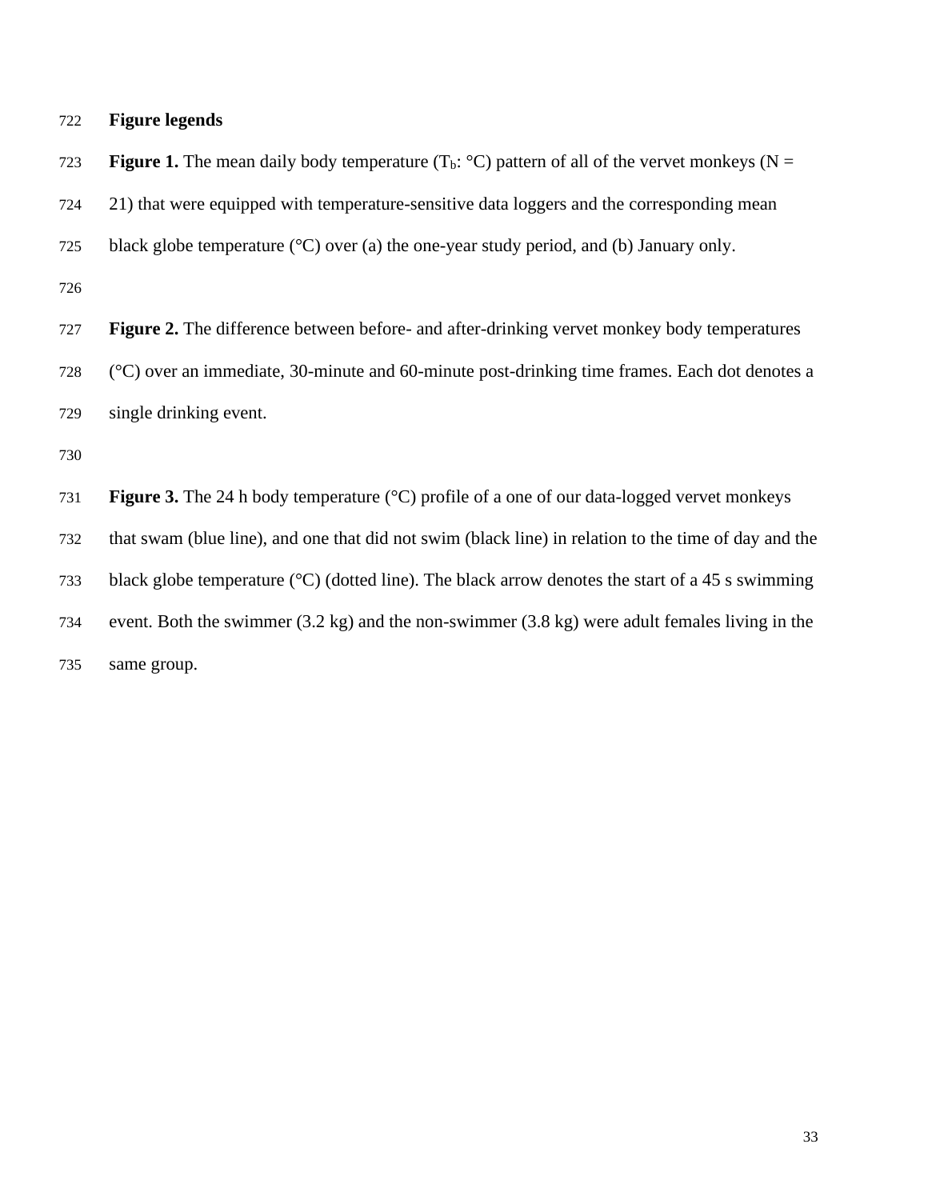**Figure legends**

**Figure 1.** The mean daily body temperature ($T_b$: °C) pattern of all of the vervet monkeys (N = 21) that were equipped with temperature-sensitive data loggers and the corresponding mean black globe temperature (°C) over (a) the one-year study period, and (b) January only.

**Figure 2.** The difference between before- and after-drinking vervet monkey body temperatures (°C) over an immediate, 30-minute and 60-minute post-drinking time frames. Each dot denotes a single drinking event.

**Figure 3.** The 24 h body temperature (°C) profile of a one of our data-logged vervet monkeys that swam (blue line), and one that did not swim (black line) in relation to the time of day and the black globe temperature (°C) (dotted line). The black arrow denotes the start of a 45 s swimming event. Both the swimmer (3.2 kg) and the non-swimmer (3.8 kg) were adult females living in the same group.